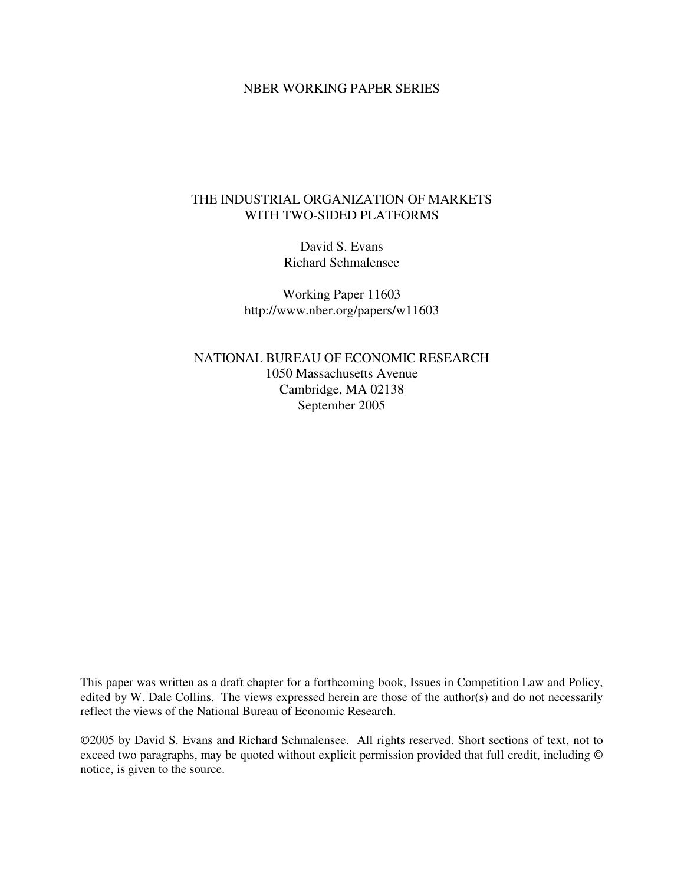NBER WORKING PAPER SERIES

# THE INDUSTRIAL ORGANIZATION OF MARKETS WITH TWO-SIDED PLATFORMS

David S. Evans
Richard Schmalensee

Working Paper 11603
http://www.nber.org/papers/w11603

NATIONAL BUREAU OF ECONOMIC RESEARCH
1050 Massachusetts Avenue
Cambridge, MA 02138
September 2005

This paper was written as a draft chapter for a forthcoming book, Issues in Competition Law and Policy, edited by W. Dale Collins. The views expressed herein are those of the author(s) and do not necessarily reflect the views of the National Bureau of Economic Research.

©2005 by David S. Evans and Richard Schmalensee. All rights reserved. Short sections of text, not to exceed two paragraphs, may be quoted without explicit permission provided that full credit, including © notice, is given to the source.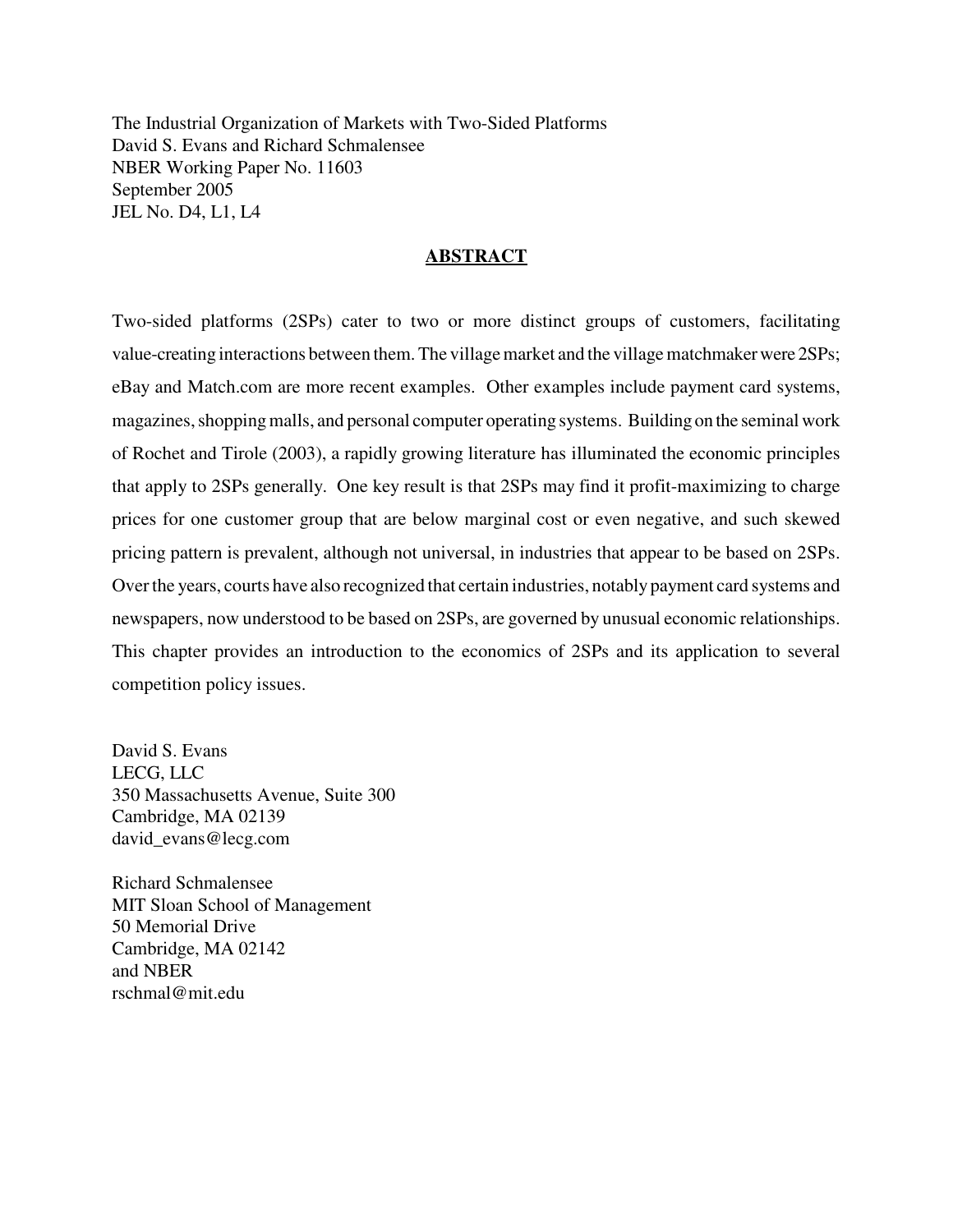The Industrial Organization of Markets with Two-Sided Platforms
David S. Evans and Richard Schmalensee
NBER Working Paper No. 11603
September 2005
JEL No. D4, L1, L4

## ABSTRACT

Two-sided platforms (2SPs) cater to two or more distinct groups of customers, facilitating value-creating interactions between them. The village market and the village matchmaker were 2SPs; eBay and Match.com are more recent examples. Other examples include payment card systems, magazines, shopping malls, and personal computer operating systems. Building on the seminal work of Rochet and Tirole (2003), a rapidly growing literature has illuminated the economic principles that apply to 2SPs generally. One key result is that 2SPs may find it profit-maximizing to charge prices for one customer group that are below marginal cost or even negative, and such skewed pricing pattern is prevalent, although not universal, in industries that appear to be based on 2SPs. Over the years, courts have also recognized that certain industries, notably payment card systems and newspapers, now understood to be based on 2SPs, are governed by unusual economic relationships. This chapter provides an introduction to the economics of 2SPs and its application to several competition policy issues.

David S. Evans
LECG, LLC
350 Massachusetts Avenue, Suite 300
Cambridge, MA 02139
david_evans@lecg.com

Richard Schmalensee
MIT Sloan School of Management
50 Memorial Drive
Cambridge, MA 02142
and NBER
rschmal@mit.edu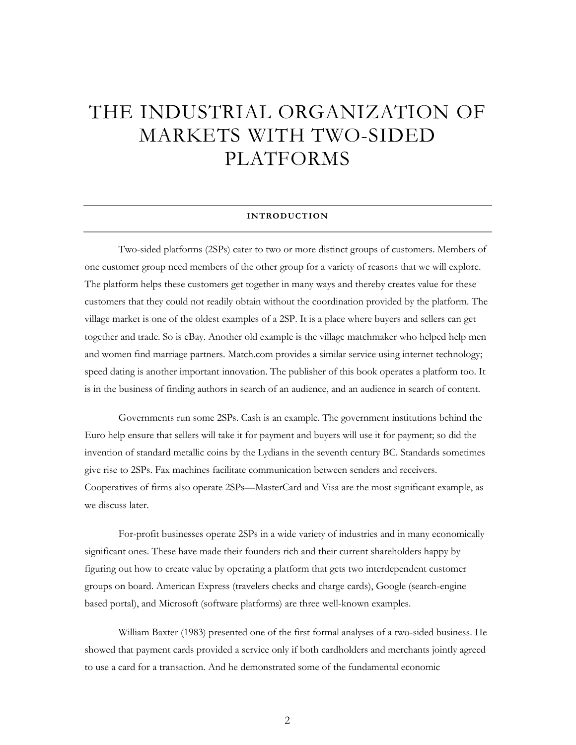# THE INDUSTRIAL ORGANIZATION OF MARKETS WITH TWO-SIDED PLATFORMS

## INTRODUCTION

Two-sided platforms (2SPs) cater to two or more distinct groups of customers. Members of one customer group need members of the other group for a variety of reasons that we will explore. The platform helps these customers get together in many ways and thereby creates value for these customers that they could not readily obtain without the coordination provided by the platform. The village market is one of the oldest examples of a 2SP. It is a place where buyers and sellers can get together and trade. So is eBay. Another old example is the village matchmaker who helped help men and women find marriage partners. Match.com provides a similar service using internet technology; speed dating is another important innovation. The publisher of this book operates a platform too. It is in the business of finding authors in search of an audience, and an audience in search of content.

Governments run some 2SPs. Cash is an example. The government institutions behind the Euro help ensure that sellers will take it for payment and buyers will use it for payment; so did the invention of standard metallic coins by the Lydians in the seventh century BC. Standards sometimes give rise to 2SPs. Fax machines facilitate communication between senders and receivers. Cooperatives of firms also operate 2SPs—MasterCard and Visa are the most significant example, as we discuss later.

For-profit businesses operate 2SPs in a wide variety of industries and in many economically significant ones. These have made their founders rich and their current shareholders happy by figuring out how to create value by operating a platform that gets two interdependent customer groups on board. American Express (travelers checks and charge cards), Google (search-engine based portal), and Microsoft (software platforms) are three well-known examples.

William Baxter (1983) presented one of the first formal analyses of a two-sided business. He showed that payment cards provided a service only if both cardholders and merchants jointly agreed to use a card for a transaction. And he demonstrated some of the fundamental economic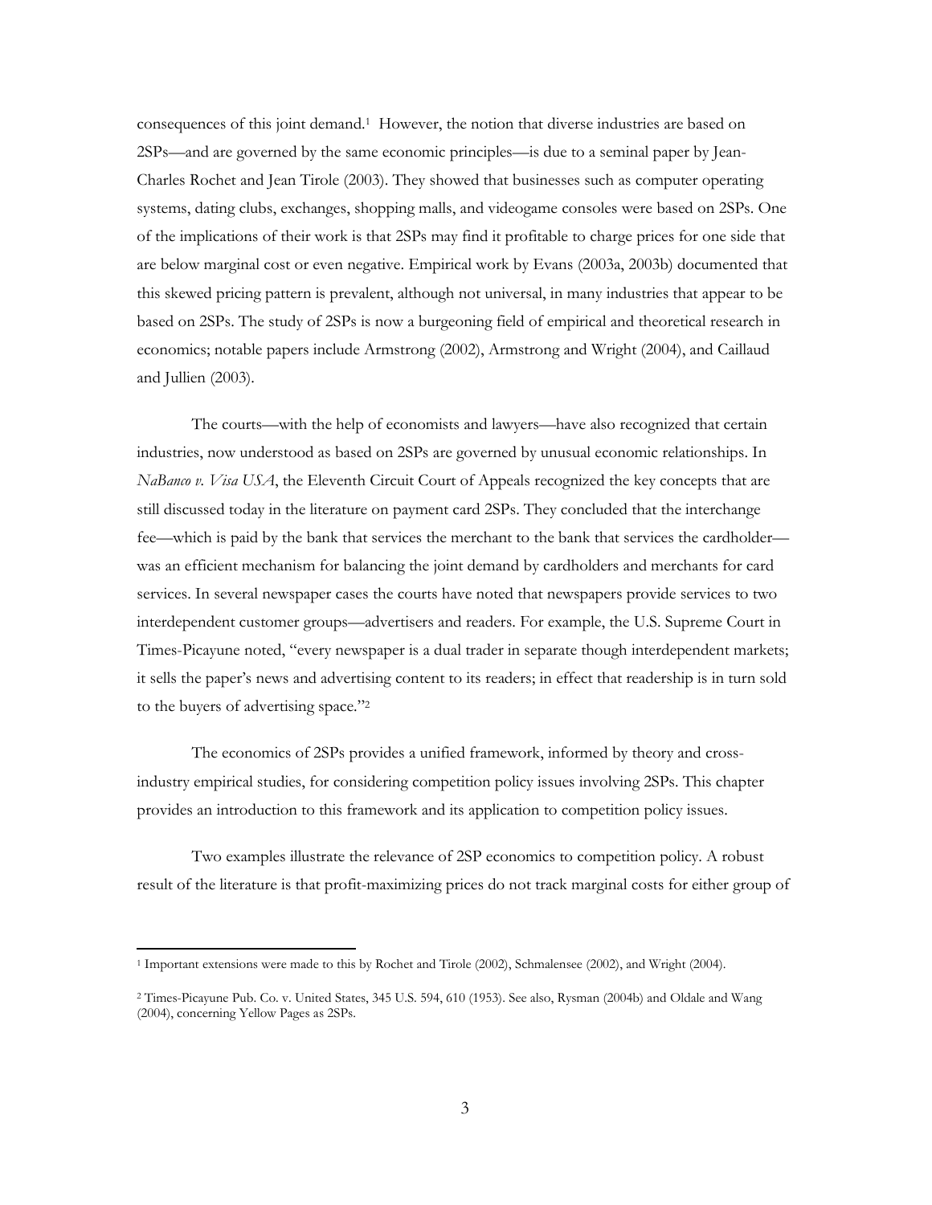consequences of this joint demand.[1] However, the notion that diverse industries are based on 2SPs—and are governed by the same economic principles—is due to a seminal paper by Jean-Charles Rochet and Jean Tirole (2003). They showed that businesses such as computer operating systems, dating clubs, exchanges, shopping malls, and videogame consoles were based on 2SPs. One of the implications of their work is that 2SPs may find it profitable to charge prices for one side that are below marginal cost or even negative. Empirical work by Evans (2003a, 2003b) documented that this skewed pricing pattern is prevalent, although not universal, in many industries that appear to be based on 2SPs. The study of 2SPs is now a burgeoning field of empirical and theoretical research in economics; notable papers include Armstrong (2002), Armstrong and Wright (2004), and Caillaud and Jullien (2003).

The courts—with the help of economists and lawyers—have also recognized that certain industries, now understood as based on 2SPs are governed by unusual economic relationships. In *NaBanco v. Visa USA*, the Eleventh Circuit Court of Appeals recognized the key concepts that are still discussed today in the literature on payment card 2SPs. They concluded that the interchange fee—which is paid by the bank that services the merchant to the bank that services the cardholder—was an efficient mechanism for balancing the joint demand by cardholders and merchants for card services. In several newspaper cases the courts have noted that newspapers provide services to two interdependent customer groups—advertisers and readers. For example, the U.S. Supreme Court in Times-Picayune noted, "every newspaper is a dual trader in separate though interdependent markets; it sells the paper's news and advertising content to its readers; in effect that readership is in turn sold to the buyers of advertising space."[2]

The economics of 2SPs provides a unified framework, informed by theory and cross-industry empirical studies, for considering competition policy issues involving 2SPs. This chapter provides an introduction to this framework and its application to competition policy issues.

Two examples illustrate the relevance of 2SP economics to competition policy. A robust result of the literature is that profit-maximizing prices do not track marginal costs for either group of

---

[1] Important extensions were made to this by Rochet and Tirole (2002), Schmalensee (2002), and Wright (2004).

[2] Times-Picayune Pub. Co. v. United States, 345 U.S. 594, 610 (1953). See also, Rysman (2004b) and Oldale and Wang (2004), concerning Yellow Pages as 2SPs.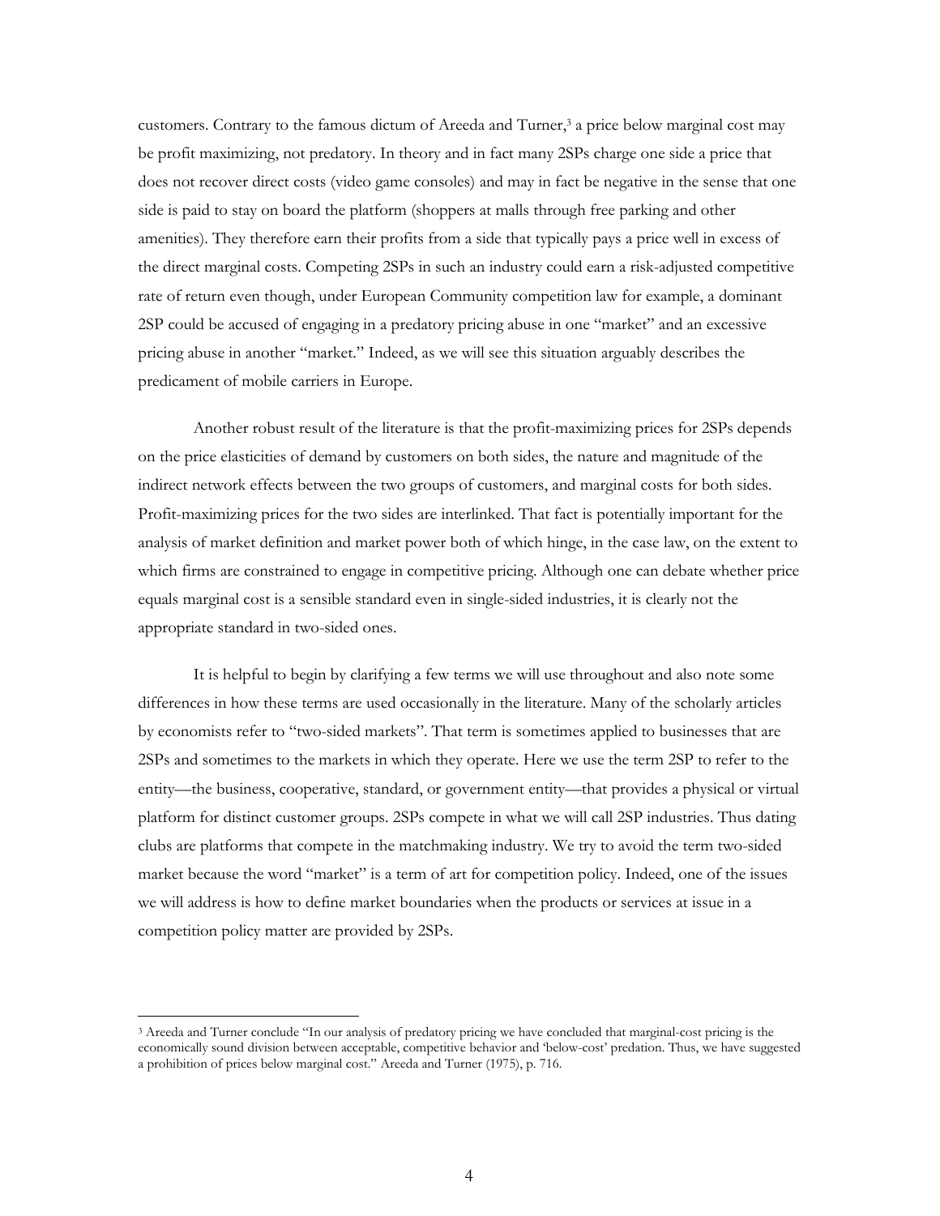customers. Contrary to the famous dictum of Areeda and Turner,[3] a price below marginal cost may be profit maximizing, not predatory. In theory and in fact many 2SPs charge one side a price that does not recover direct costs (video game consoles) and may in fact be negative in the sense that one side is paid to stay on board the platform (shoppers at malls through free parking and other amenities). They therefore earn their profits from a side that typically pays a price well in excess of the direct marginal costs. Competing 2SPs in such an industry could earn a risk-adjusted competitive rate of return even though, under European Community competition law for example, a dominant 2SP could be accused of engaging in a predatory pricing abuse in one "market" and an excessive pricing abuse in another "market." Indeed, as we will see this situation arguably describes the predicament of mobile carriers in Europe.

Another robust result of the literature is that the profit-maximizing prices for 2SPs depends on the price elasticities of demand by customers on both sides, the nature and magnitude of the indirect network effects between the two groups of customers, and marginal costs for both sides. Profit-maximizing prices for the two sides are interlinked. That fact is potentially important for the analysis of market definition and market power both of which hinge, in the case law, on the extent to which firms are constrained to engage in competitive pricing. Although one can debate whether price equals marginal cost is a sensible standard even in single-sided industries, it is clearly not the appropriate standard in two-sided ones.

It is helpful to begin by clarifying a few terms we will use throughout and also note some differences in how these terms are used occasionally in the literature. Many of the scholarly articles by economists refer to "two-sided markets". That term is sometimes applied to businesses that are 2SPs and sometimes to the markets in which they operate. Here we use the term 2SP to refer to the entity—the business, cooperative, standard, or government entity—that provides a physical or virtual platform for distinct customer groups. 2SPs compete in what we will call 2SP industries. Thus dating clubs are platforms that compete in the matchmaking industry. We try to avoid the term two-sided market because the word "market" is a term of art for competition policy. Indeed, one of the issues we will address is how to define market boundaries when the products or services at issue in a competition policy matter are provided by 2SPs.

[3] Areeda and Turner conclude "In our analysis of predatory pricing we have concluded that marginal-cost pricing is the economically sound division between acceptable, competitive behavior and 'below-cost' predation. Thus, we have suggested a prohibition of prices below marginal cost." Areeda and Turner (1975), p. 716.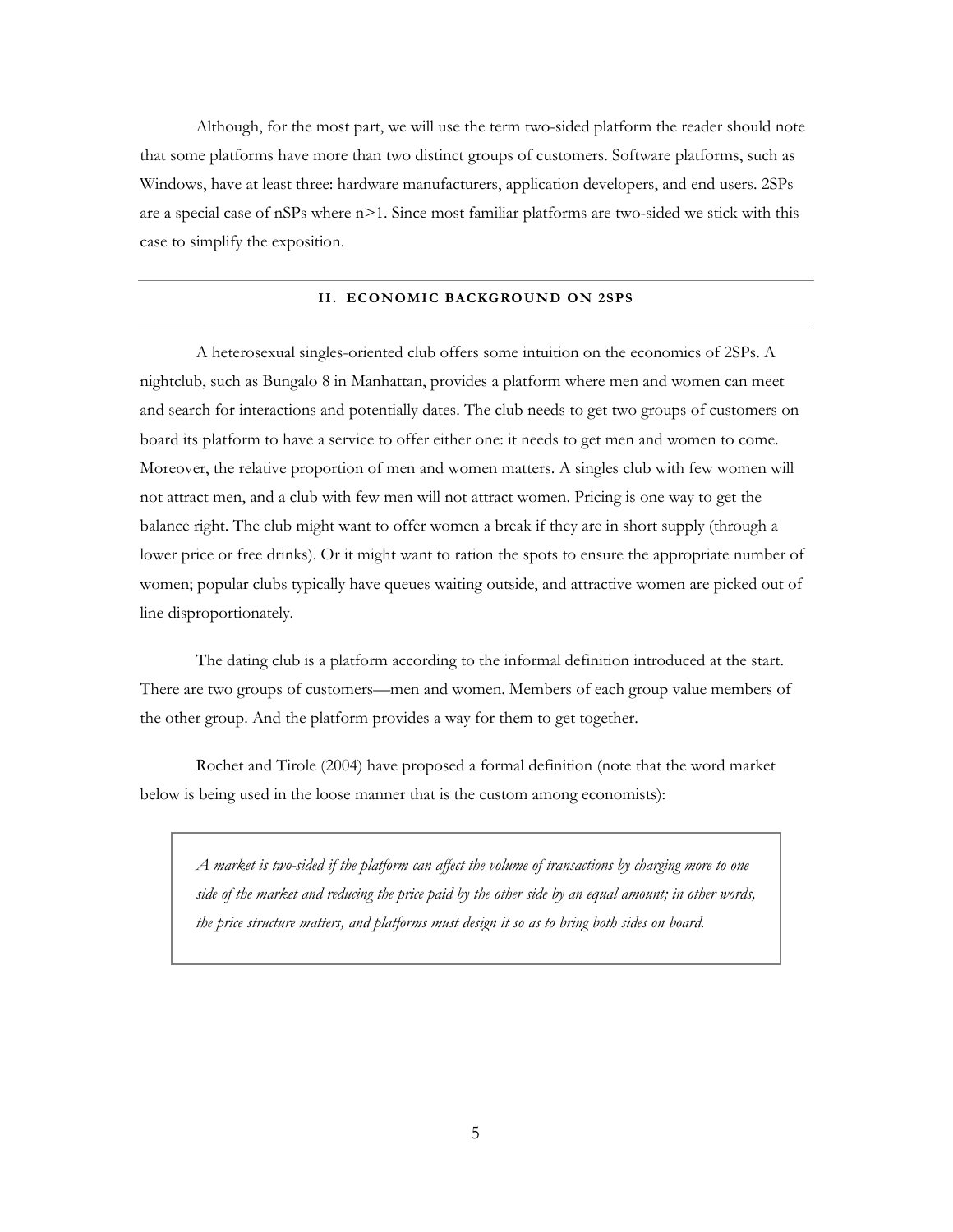Although, for the most part, we will use the term two-sided platform the reader should note that some platforms have more than two distinct groups of customers. Software platforms, such as Windows, have at least three: hardware manufacturers, application developers, and end users. 2SPs are a special case of nSPs where n>1. Since most familiar platforms are two-sided we stick with this case to simplify the exposition.

---

## II. ECONOMIC BACKGROUND ON 2SPS

---

A heterosexual singles-oriented club offers some intuition on the economics of 2SPs. A nightclub, such as Bungalo 8 in Manhattan, provides a platform where men and women can meet and search for interactions and potentially dates. The club needs to get two groups of customers on board its platform to have a service to offer either one: it needs to get men and women to come. Moreover, the relative proportion of men and women matters. A singles club with few women will not attract men, and a club with few men will not attract women. Pricing is one way to get the balance right. The club might want to offer women a break if they are in short supply (through a lower price or free drinks). Or it might want to ration the spots to ensure the appropriate number of women; popular clubs typically have queues waiting outside, and attractive women are picked out of line disproportionately.

The dating club is a platform according to the informal definition introduced at the start. There are two groups of customers—men and women. Members of each group value members of the other group. And the platform provides a way for them to get together.

Rochet and Tirole (2004) have proposed a formal definition (note that the word market below is being used in the loose manner that is the custom among economists):

> *A market is two-sided if the platform can affect the volume of transactions by charging more to one side of the market and reducing the price paid by the other side by an equal amount; in other words, the price structure matters, and platforms must design it so as to bring both sides on board.*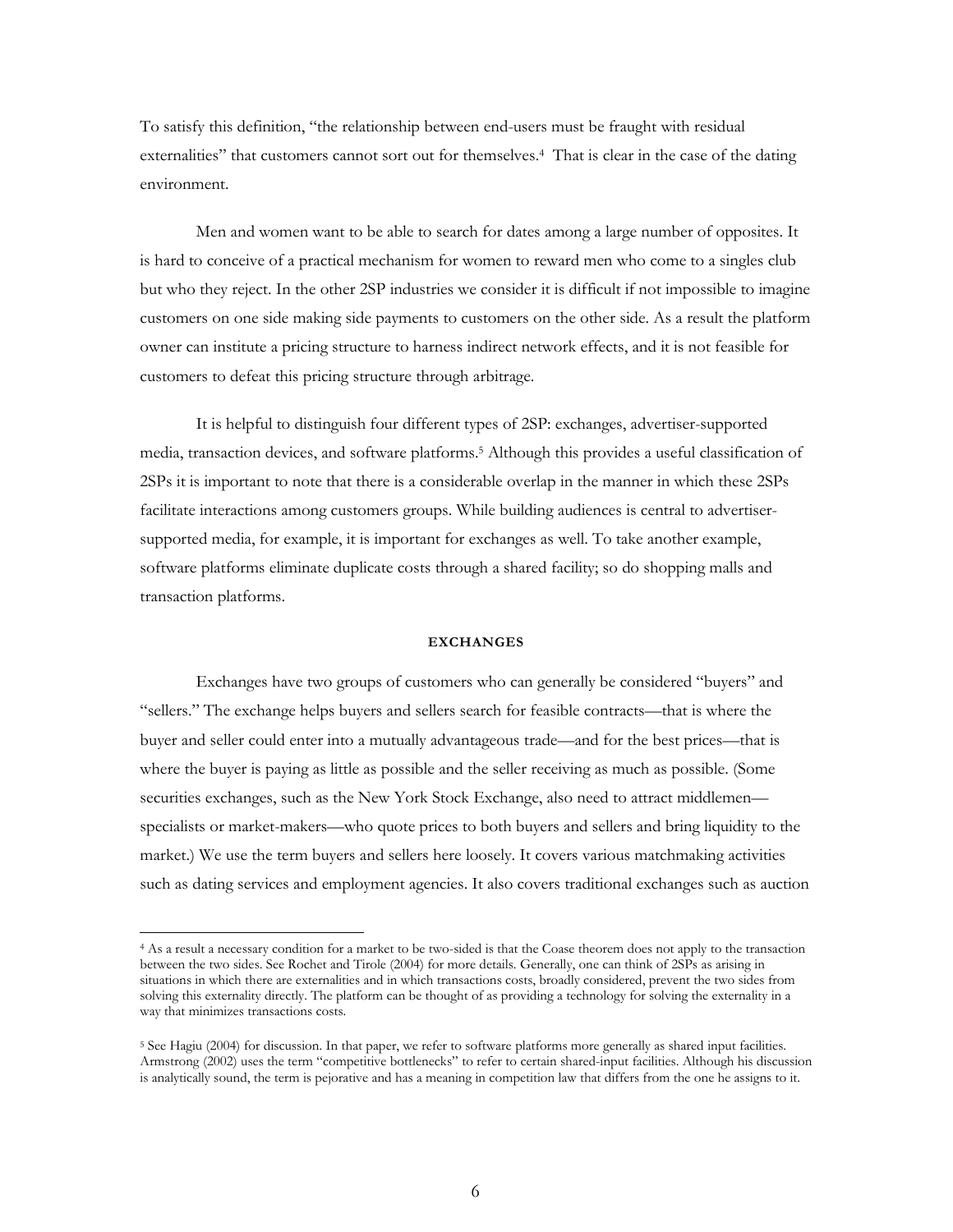To satisfy this definition, "the relationship between end-users must be fraught with residual externalities" that customers cannot sort out for themselves.[4] That is clear in the case of the dating environment.

Men and women want to be able to search for dates among a large number of opposites. It is hard to conceive of a practical mechanism for women to reward men who come to a singles club but who they reject. In the other 2SP industries we consider it is difficult if not impossible to imagine customers on one side making side payments to customers on the other side. As a result the platform owner can institute a pricing structure to harness indirect network effects, and it is not feasible for customers to defeat this pricing structure through arbitrage.

It is helpful to distinguish four different types of 2SP: exchanges, advertiser-supported media, transaction devices, and software platforms.[5] Although this provides a useful classification of 2SPs it is important to note that there is a considerable overlap in the manner in which these 2SPs facilitate interactions among customers groups. While building audiences is central to advertiser-supported media, for example, it is important for exchanges as well. To take another example, software platforms eliminate duplicate costs through a shared facility; so do shopping malls and transaction platforms.

## EXCHANGES

Exchanges have two groups of customers who can generally be considered "buyers" and "sellers." The exchange helps buyers and sellers search for feasible contracts—that is where the buyer and seller could enter into a mutually advantageous trade—and for the best prices—that is where the buyer is paying as little as possible and the seller receiving as much as possible. (Some securities exchanges, such as the New York Stock Exchange, also need to attract middlemen—specialists or market-makers—who quote prices to both buyers and sellers and bring liquidity to the market.) We use the term buyers and sellers here loosely. It covers various matchmaking activities such as dating services and employment agencies. It also covers traditional exchanges such as auction

---

[4] As a result a necessary condition for a market to be two-sided is that the Coase theorem does not apply to the transaction between the two sides. See Rochet and Tirole (2004) for more details. Generally, one can think of 2SPs as arising in situations in which there are externalities and in which transactions costs, broadly considered, prevent the two sides from solving this externality directly. The platform can be thought of as providing a technology for solving the externality in a way that minimizes transactions costs.

[5] See Hagiu (2004) for discussion. In that paper, we refer to software platforms more generally as shared input facilities. Armstrong (2002) uses the term "competitive bottlenecks" to refer to certain shared-input facilities. Although his discussion is analytically sound, the term is pejorative and has a meaning in competition law that differs from the one he assigns to it.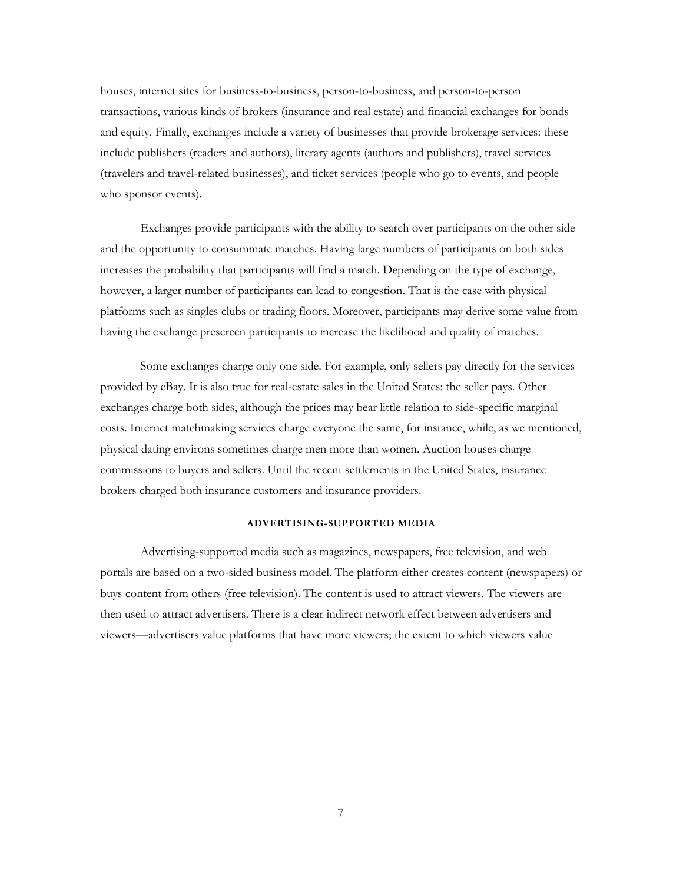houses, internet sites for business-to-business, person-to-business, and person-to-person transactions, various kinds of brokers (insurance and real estate) and financial exchanges for bonds and equity. Finally, exchanges include a variety of businesses that provide brokerage services: these include publishers (readers and authors), literary agents (authors and publishers), travel services (travelers and travel-related businesses), and ticket services (people who go to events, and people who sponsor events).

Exchanges provide participants with the ability to search over participants on the other side and the opportunity to consummate matches. Having large numbers of participants on both sides increases the probability that participants will find a match. Depending on the type of exchange, however, a larger number of participants can lead to congestion. That is the case with physical platforms such as singles clubs or trading floors. Moreover, participants may derive some value from having the exchange prescreen participants to increase the likelihood and quality of matches.

Some exchanges charge only one side. For example, only sellers pay directly for the services provided by eBay. It is also true for real-estate sales in the United States: the seller pays. Other exchanges charge both sides, although the prices may bear little relation to side-specific marginal costs. Internet matchmaking services charge everyone the same, for instance, while, as we mentioned, physical dating environs sometimes charge men more than women. Auction houses charge commissions to buyers and sellers. Until the recent settlements in the United States, insurance brokers charged both insurance customers and insurance providers.

### ADVERTISING-SUPPORTED MEDIA

Advertising-supported media such as magazines, newspapers, free television, and web portals are based on a two-sided business model. The platform either creates content (newspapers) or buys content from others (free television). The content is used to attract viewers. The viewers are then used to attract advertisers. There is a clear indirect network effect between advertisers and viewers—advertisers value platforms that have more viewers; the extent to which viewers value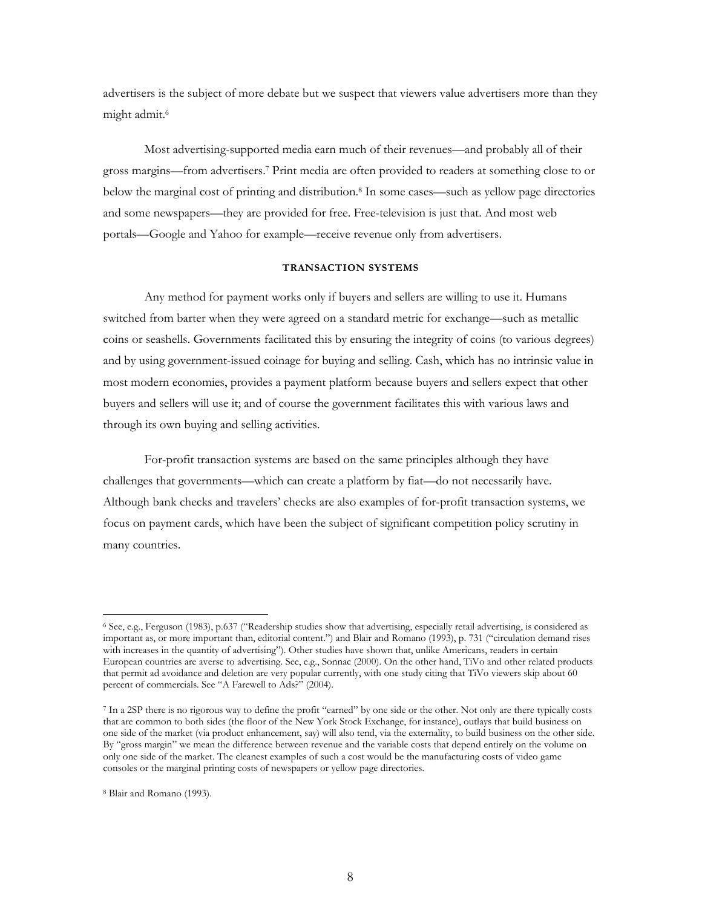advertisers is the subject of more debate but we suspect that viewers value advertisers more than they might admit.[6]

Most advertising-supported media earn much of their revenues—and probably all of their gross margins—from advertisers.[7] Print media are often provided to readers at something close to or below the marginal cost of printing and distribution.[8] In some cases—such as yellow page directories and some newspapers—they are provided for free. Free-television is just that. And most web portals—Google and Yahoo for example—receive revenue only from advertisers.

### TRANSACTION SYSTEMS

Any method for payment works only if buyers and sellers are willing to use it. Humans switched from barter when they were agreed on a standard metric for exchange—such as metallic coins or seashells. Governments facilitated this by ensuring the integrity of coins (to various degrees) and by using government-issued coinage for buying and selling. Cash, which has no intrinsic value in most modern economies, provides a payment platform because buyers and sellers expect that other buyers and sellers will use it; and of course the government facilitates this with various laws and through its own buying and selling activities.

For-profit transaction systems are based on the same principles although they have challenges that governments—which can create a platform by fiat—do not necessarily have. Although bank checks and travelers' checks are also examples of for-profit transaction systems, we focus on payment cards, which have been the subject of significant competition policy scrutiny in many countries.

---

[6] See, e.g., Ferguson (1983), p.637 ("Readership studies show that advertising, especially retail advertising, is considered as important as, or more important than, editorial content.") and Blair and Romano (1993), p. 731 ("circulation demand rises with increases in the quantity of advertising"). Other studies have shown that, unlike Americans, readers in certain European countries are averse to advertising. See, e.g., Sonnac (2000). On the other hand, TiVo and other related products that permit ad avoidance and deletion are very popular currently, with one study citing that TiVo viewers skip about 60 percent of commercials. See "A Farewell to Ads?" (2004).

[7] In a 2SP there is no rigorous way to define the profit "earned" by one side or the other. Not only are there typically costs that are common to both sides (the floor of the New York Stock Exchange, for instance), outlays that build business on one side of the market (via product enhancement, say) will also tend, via the externality, to build business on the other side. By "gross margin" we mean the difference between revenue and the variable costs that depend entirely on the volume on only one side of the market. The cleanest examples of such a cost would be the manufacturing costs of video game consoles or the marginal printing costs of newspapers or yellow page directories.

[8] Blair and Romano (1993).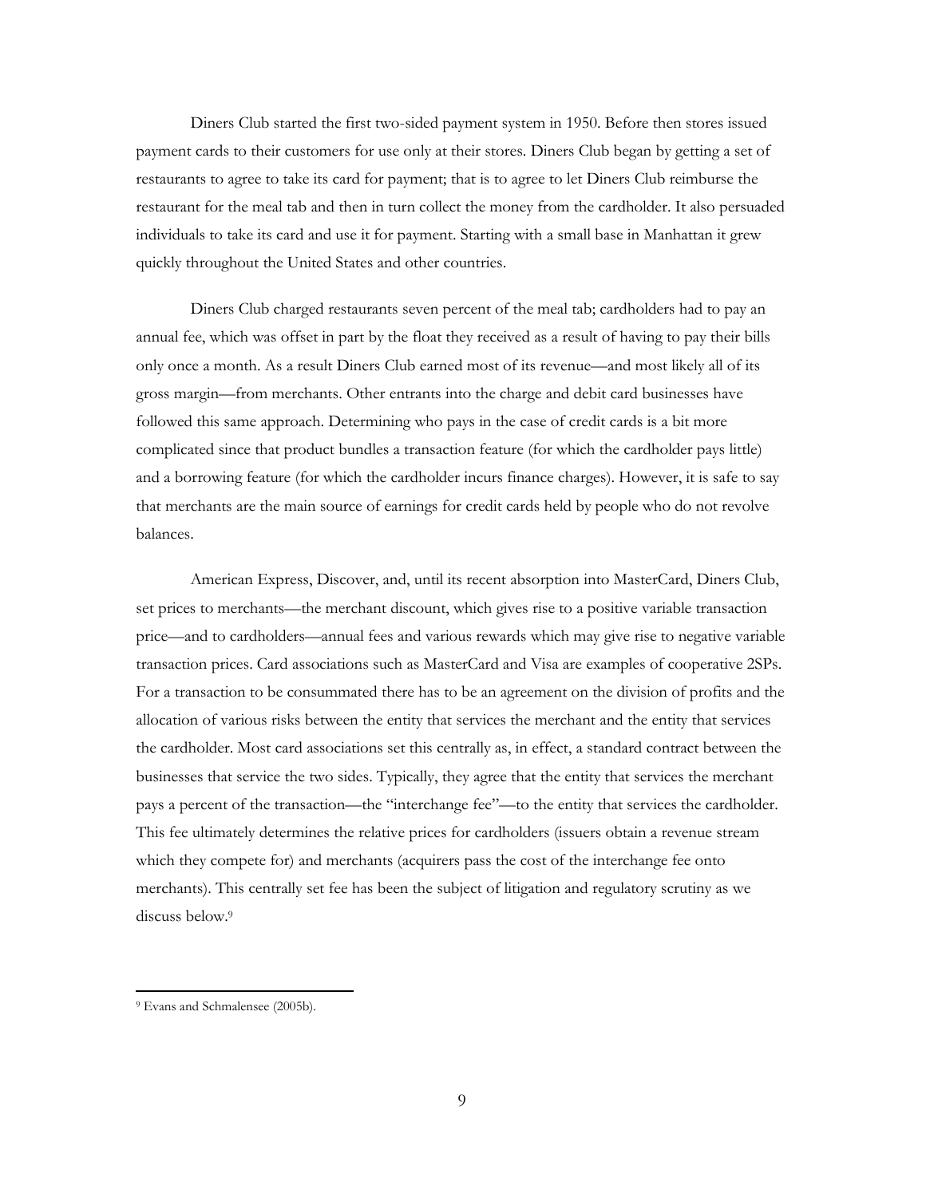Diners Club started the first two-sided payment system in 1950. Before then stores issued payment cards to their customers for use only at their stores. Diners Club began by getting a set of restaurants to agree to take its card for payment; that is to agree to let Diners Club reimburse the restaurant for the meal tab and then in turn collect the money from the cardholder. It also persuaded individuals to take its card and use it for payment. Starting with a small base in Manhattan it grew quickly throughout the United States and other countries.

Diners Club charged restaurants seven percent of the meal tab; cardholders had to pay an annual fee, which was offset in part by the float they received as a result of having to pay their bills only once a month. As a result Diners Club earned most of its revenue—and most likely all of its gross margin—from merchants. Other entrants into the charge and debit card businesses have followed this same approach. Determining who pays in the case of credit cards is a bit more complicated since that product bundles a transaction feature (for which the cardholder pays little) and a borrowing feature (for which the cardholder incurs finance charges). However, it is safe to say that merchants are the main source of earnings for credit cards held by people who do not revolve balances.

American Express, Discover, and, until its recent absorption into MasterCard, Diners Club, set prices to merchants—the merchant discount, which gives rise to a positive variable transaction price—and to cardholders—annual fees and various rewards which may give rise to negative variable transaction prices. Card associations such as MasterCard and Visa are examples of cooperative 2SPs. For a transaction to be consummated there has to be an agreement on the division of profits and the allocation of various risks between the entity that services the merchant and the entity that services the cardholder. Most card associations set this centrally as, in effect, a standard contract between the businesses that service the two sides. Typically, they agree that the entity that services the merchant pays a percent of the transaction—the "interchange fee"—to the entity that services the cardholder. This fee ultimately determines the relative prices for cardholders (issuers obtain a revenue stream which they compete for) and merchants (acquirers pass the cost of the interchange fee onto merchants). This centrally set fee has been the subject of litigation and regulatory scrutiny as we discuss below.[9]

---

[9] Evans and Schmalensee (2005b).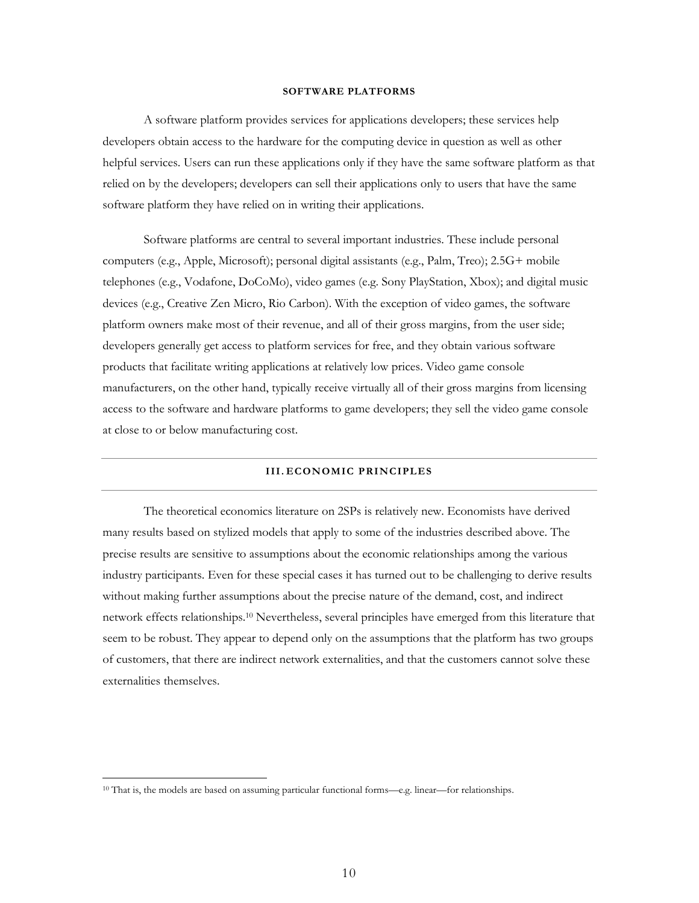#### SOFTWARE PLATFORMS

A software platform provides services for applications developers; these services help developers obtain access to the hardware for the computing device in question as well as other helpful services. Users can run these applications only if they have the same software platform as that relied on by the developers; developers can sell their applications only to users that have the same software platform they have relied on in writing their applications.

Software platforms are central to several important industries. These include personal computers (e.g., Apple, Microsoft); personal digital assistants (e.g., Palm, Treo); 2.5G+ mobile telephones (e.g., Vodafone, DoCoMo), video games (e.g. Sony PlayStation, Xbox); and digital music devices (e.g., Creative Zen Micro, Rio Carbon). With the exception of video games, the software platform owners make most of their revenue, and all of their gross margins, from the user side; developers generally get access to platform services for free, and they obtain various software products that facilitate writing applications at relatively low prices. Video game console manufacturers, on the other hand, typically receive virtually all of their gross margins from licensing access to the software and hardware platforms to game developers; they sell the video game console at close to or below manufacturing cost.

## III. ECONOMIC PRINCIPLES

The theoretical economics literature on 2SPs is relatively new. Economists have derived many results based on stylized models that apply to some of the industries described above. The precise results are sensitive to assumptions about the economic relationships among the various industry participants. Even for these special cases it has turned out to be challenging to derive results without making further assumptions about the precise nature of the demand, cost, and indirect network effects relationships.[10] Nevertheless, several principles have emerged from this literature that seem to be robust. They appear to depend only on the assumptions that the platform has two groups of customers, that there are indirect network externalities, and that the customers cannot solve these externalities themselves.

---

[10] That is, the models are based on assuming particular functional forms—e.g. linear—for relationships.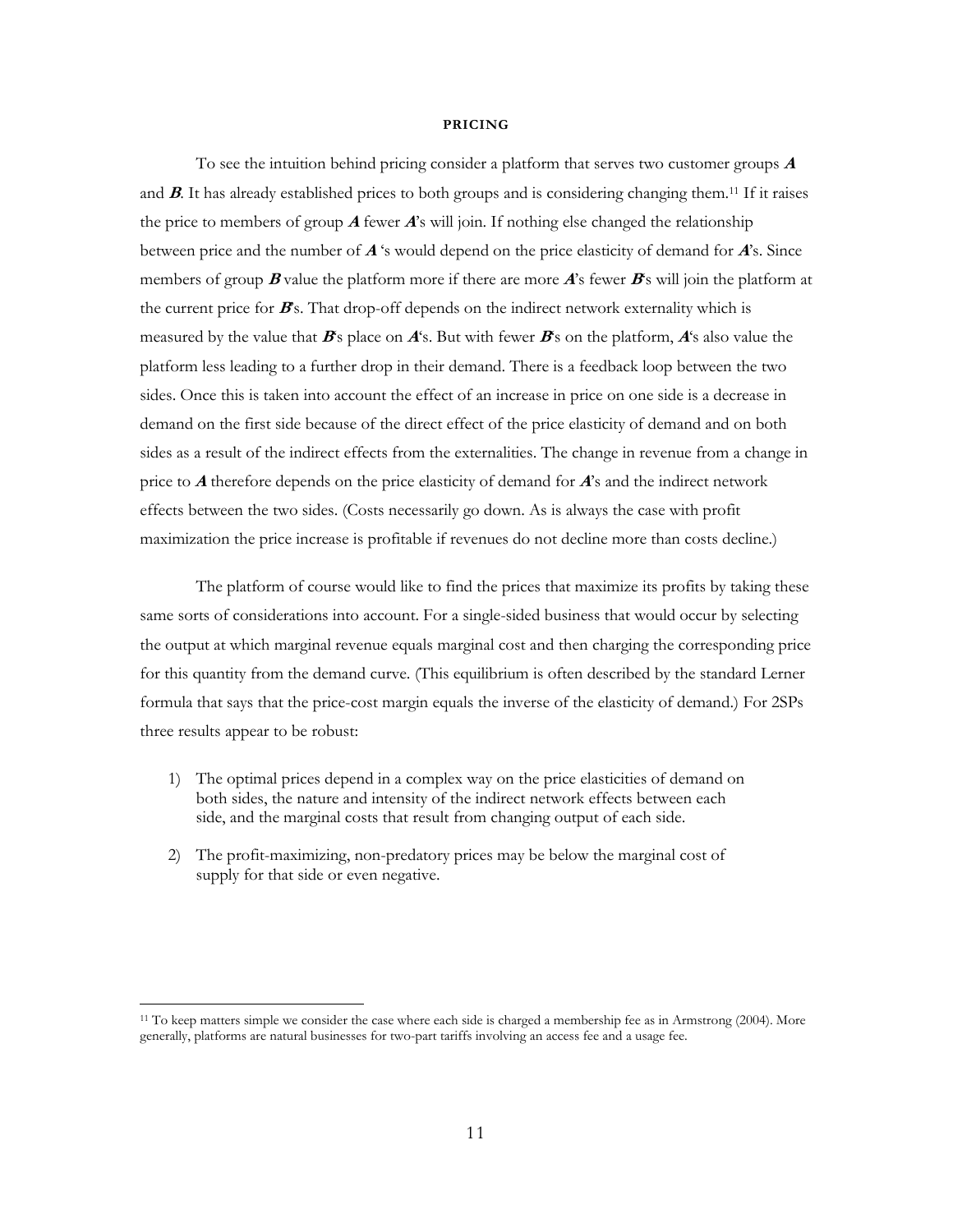**PRICING**

To see the intuition behind pricing consider a platform that serves two customer groups ***A*** and ***B***. It has already established prices to both groups and is considering changing them.[11] If it raises the price to members of group ***A*** fewer ***A***'s will join. If nothing else changed the relationship between price and the number of ***A*** 's would depend on the price elasticity of demand for ***A***'s. Since members of group ***B*** value the platform more if there are more ***A***'s fewer ***B***'s will join the platform at the current price for ***B***'s. That drop-off depends on the indirect network externality which is measured by the value that ***B***'s place on ***A***'s. But with fewer ***B***'s on the platform, ***A***'s also value the platform less leading to a further drop in their demand. There is a feedback loop between the two sides. Once this is taken into account the effect of an increase in price on one side is a decrease in demand on the first side because of the direct effect of the price elasticity of demand and on both sides as a result of the indirect effects from the externalities. The change in revenue from a change in price to ***A*** therefore depends on the price elasticity of demand for ***A***'s and the indirect network effects between the two sides. (Costs necessarily go down. As is always the case with profit maximization the price increase is profitable if revenues do not decline more than costs decline.)

The platform of course would like to find the prices that maximize its profits by taking these same sorts of considerations into account. For a single-sided business that would occur by selecting the output at which marginal revenue equals marginal cost and then charging the corresponding price for this quantity from the demand curve. (This equilibrium is often described by the standard Lerner formula that says that the price-cost margin equals the inverse of the elasticity of demand.) For 2SPs three results appear to be robust:

1) The optimal prices depend in a complex way on the price elasticities of demand on both sides, the nature and intensity of the indirect network effects between each side, and the marginal costs that result from changing output of each side.

2) The profit-maximizing, non-predatory prices may be below the marginal cost of supply for that side or even negative.

[11] To keep matters simple we consider the case where each side is charged a membership fee as in Armstrong (2004). More generally, platforms are natural businesses for two-part tariffs involving an access fee and a usage fee.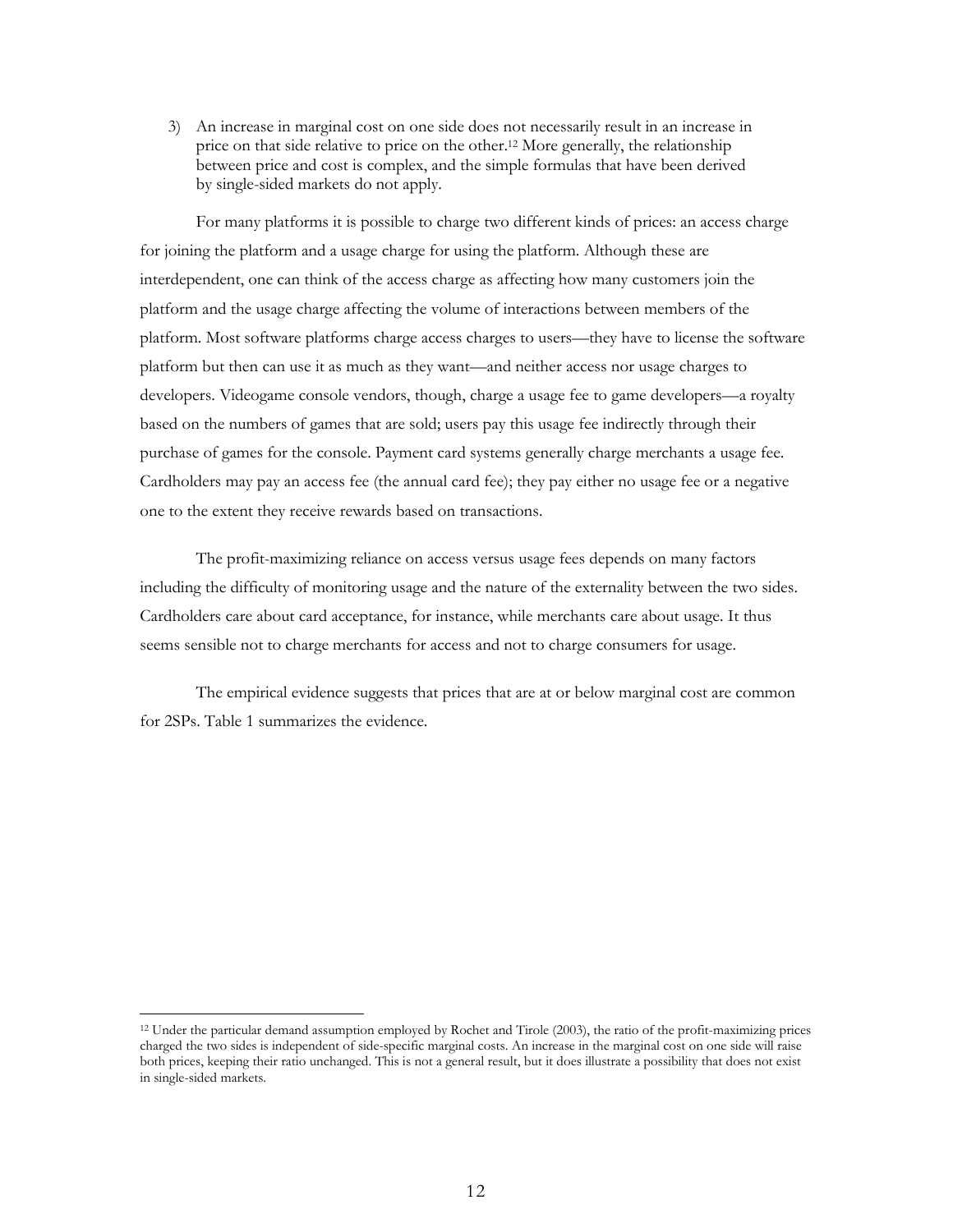3) An increase in marginal cost on one side does not necessarily result in an increase in price on that side relative to price on the other.[12] More generally, the relationship between price and cost is complex, and the simple formulas that have been derived by single-sided markets do not apply.

For many platforms it is possible to charge two different kinds of prices: an access charge for joining the platform and a usage charge for using the platform. Although these are interdependent, one can think of the access charge as affecting how many customers join the platform and the usage charge affecting the volume of interactions between members of the platform. Most software platforms charge access charges to users—they have to license the software platform but then can use it as much as they want—and neither access nor usage charges to developers. Videogame console vendors, though, charge a usage fee to game developers—a royalty based on the numbers of games that are sold; users pay this usage fee indirectly through their purchase of games for the console. Payment card systems generally charge merchants a usage fee. Cardholders may pay an access fee (the annual card fee); they pay either no usage fee or a negative one to the extent they receive rewards based on transactions.

The profit-maximizing reliance on access versus usage fees depends on many factors including the difficulty of monitoring usage and the nature of the externality between the two sides. Cardholders care about card acceptance, for instance, while merchants care about usage. It thus seems sensible not to charge merchants for access and not to charge consumers for usage.

The empirical evidence suggests that prices that are at or below marginal cost are common for 2SPs. Table 1 summarizes the evidence.

[12] Under the particular demand assumption employed by Rochet and Tirole (2003), the ratio of the profit-maximizing prices charged the two sides is independent of side-specific marginal costs. An increase in the marginal cost on one side will raise both prices, keeping their ratio unchanged. This is not a general result, but it does illustrate a possibility that does not exist in single-sided markets.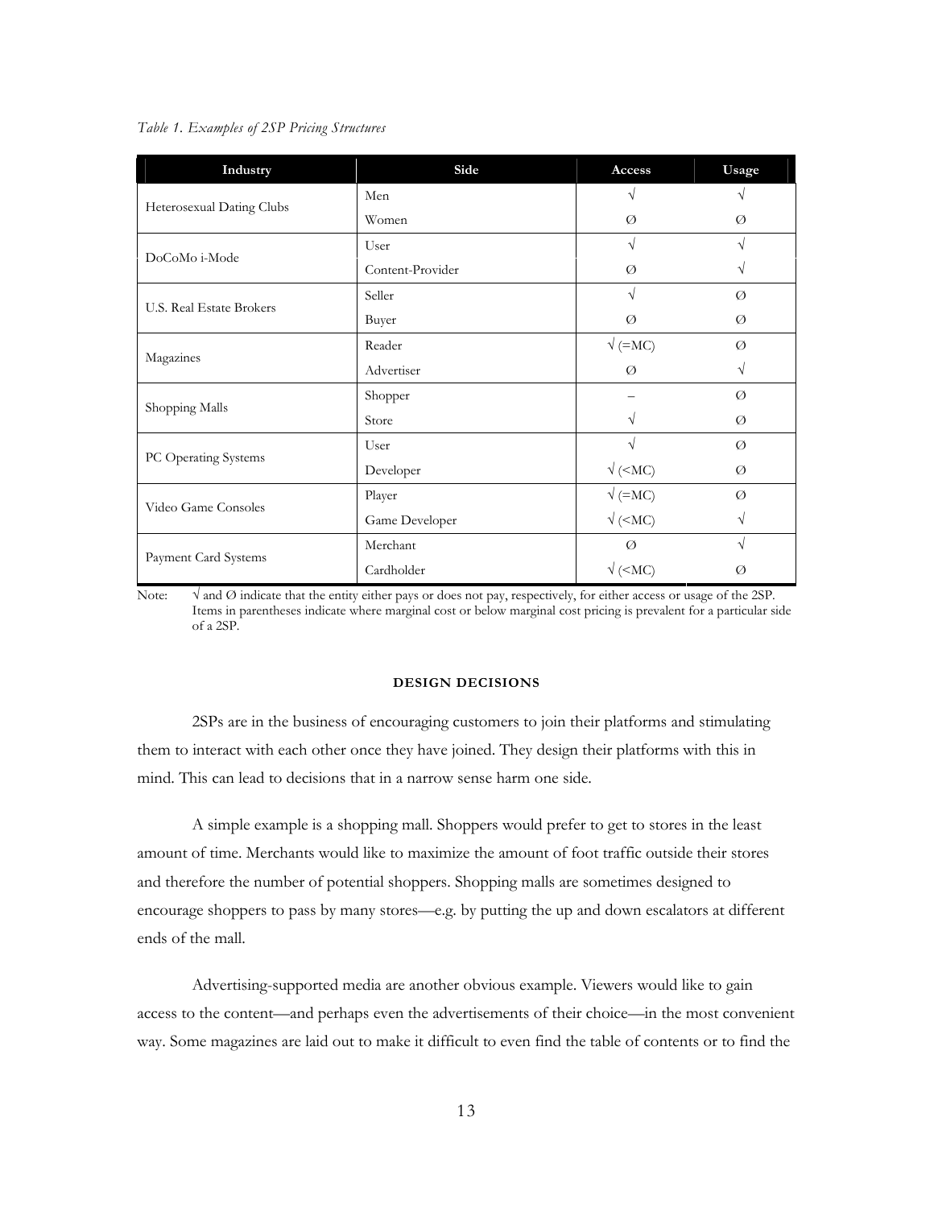*Table 1. Examples of 2SP Pricing Structures*

| Industry | Side | Access | Usage |
|---|---|---|---|
| Heterosexual Dating Clubs | Men | √ | √ |
| | Women | Ø | Ø |
| DoCoMo i-Mode | User | √ | √ |
| | Content-Provider | Ø | √ |
| U.S. Real Estate Brokers | Seller | √ | Ø |
| | Buyer | Ø | Ø |
| Magazines | Reader | √ (=MC) | Ø |
| | Advertiser | Ø | √ |
| Shopping Malls | Shopper | – | Ø |
| | Store | √ | Ø |
| PC Operating Systems | User | √ | Ø |
| | Developer | √ (<MC) | Ø |
| Video Game Consoles | Player | √ (=MC) | Ø |
| | Game Developer | √ (<MC) | √ |
| Payment Card Systems | Merchant | Ø | √ |
| | Cardholder | √ (<MC) | Ø |

Note: √ and Ø indicate that the entity either pays or does not pay, respectively, for either access or usage of the 2SP. Items in parentheses indicate where marginal cost or below marginal cost pricing is prevalent for a particular side of a 2SP.

## DESIGN DECISIONS

2SPs are in the business of encouraging customers to join their platforms and stimulating them to interact with each other once they have joined. They design their platforms with this in mind. This can lead to decisions that in a narrow sense harm one side.

A simple example is a shopping mall. Shoppers would prefer to get to stores in the least amount of time. Merchants would like to maximize the amount of foot traffic outside their stores and therefore the number of potential shoppers. Shopping malls are sometimes designed to encourage shoppers to pass by many stores—e.g. by putting the up and down escalators at different ends of the mall.

Advertising-supported media are another obvious example. Viewers would like to gain access to the content—and perhaps even the advertisements of their choice—in the most convenient way. Some magazines are laid out to make it difficult to even find the table of contents or to find the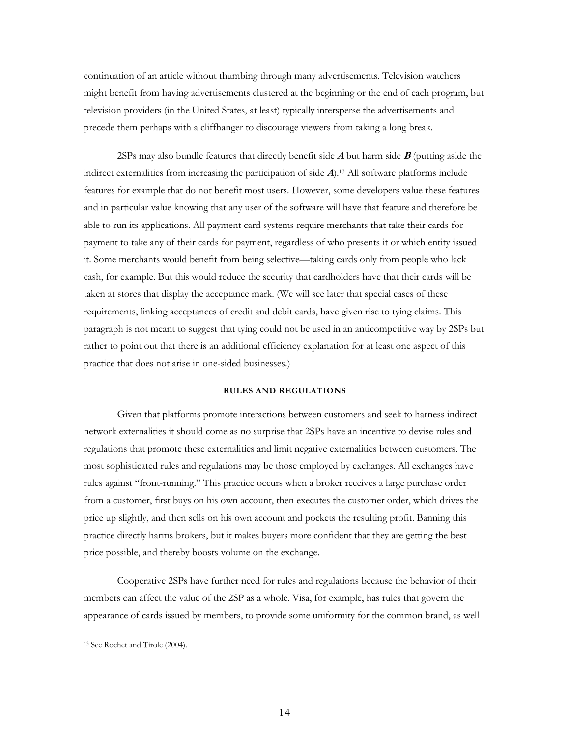continuation of an article without thumbing through many advertisements. Television watchers might benefit from having advertisements clustered at the beginning or the end of each program, but television providers (in the United States, at least) typically intersperse the advertisements and precede them perhaps with a cliffhanger to discourage viewers from taking a long break.

2SPs may also bundle features that directly benefit side ***A*** but harm side ***B*** (putting aside the indirect externalities from increasing the participation of side ***A***).[13] All software platforms include features for example that do not benefit most users. However, some developers value these features and in particular value knowing that any user of the software will have that feature and therefore be able to run its applications. All payment card systems require merchants that take their cards for payment to take any of their cards for payment, regardless of who presents it or which entity issued it. Some merchants would benefit from being selective—taking cards only from people who lack cash, for example. But this would reduce the security that cardholders have that their cards will be taken at stores that display the acceptance mark. (We will see later that special cases of these requirements, linking acceptances of credit and debit cards, have given rise to tying claims. This paragraph is not meant to suggest that tying could not be used in an anticompetitive way by 2SPs but rather to point out that there is an additional efficiency explanation for at least one aspect of this practice that does not arise in one-sided businesses.)

#### RULES AND REGULATIONS

Given that platforms promote interactions between customers and seek to harness indirect network externalities it should come as no surprise that 2SPs have an incentive to devise rules and regulations that promote these externalities and limit negative externalities between customers. The most sophisticated rules and regulations may be those employed by exchanges. All exchanges have rules against "front-running." This practice occurs when a broker receives a large purchase order from a customer, first buys on his own account, then executes the customer order, which drives the price up slightly, and then sells on his own account and pockets the resulting profit. Banning this practice directly harms brokers, but it makes buyers more confident that they are getting the best price possible, and thereby boosts volume on the exchange.

Cooperative 2SPs have further need for rules and regulations because the behavior of their members can affect the value of the 2SP as a whole. Visa, for example, has rules that govern the appearance of cards issued by members, to provide some uniformity for the common brand, as well

[13] See Rochet and Tirole (2004).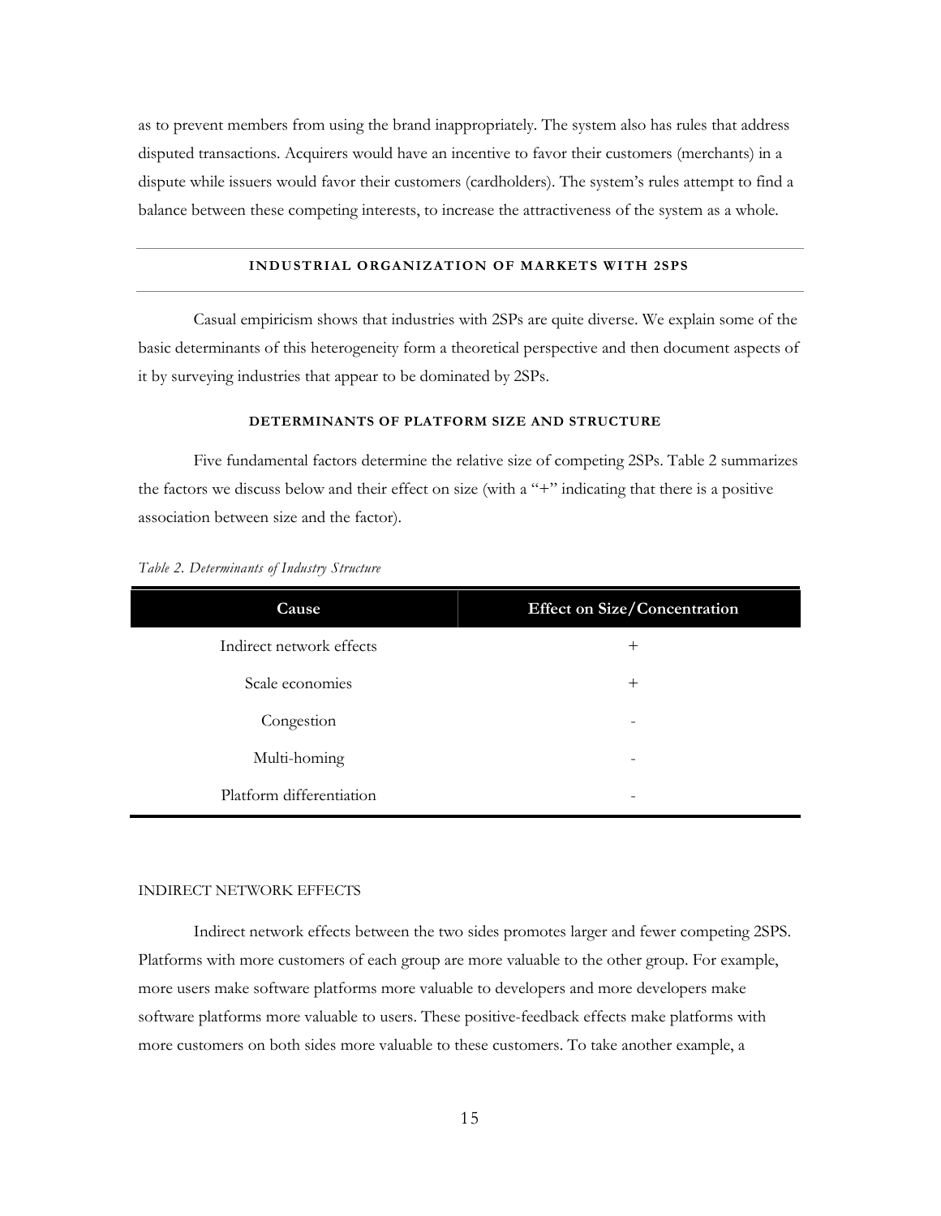as to prevent members from using the brand inappropriately. The system also has rules that address disputed transactions. Acquirers would have an incentive to favor their customers (merchants) in a dispute while issuers would favor their customers (cardholders). The system's rules attempt to find a balance between these competing interests, to increase the attractiveness of the system as a whole.

## INDUSTRIAL ORGANIZATION OF MARKETS WITH 2SPS

Casual empiricism shows that industries with 2SPs are quite diverse. We explain some of the basic determinants of this heterogeneity form a theoretical perspective and then document aspects of it by surveying industries that appear to be dominated by 2SPs.

### DETERMINANTS OF PLATFORM SIZE AND STRUCTURE

Five fundamental factors determine the relative size of competing 2SPs. Table 2 summarizes the factors we discuss below and their effect on size (with a "+" indicating that there is a positive association between size and the factor).

*Table 2. Determinants of Industry Structure*

| Cause | Effect on Size/Concentration |
|---|---|
| Indirect network effects | + |
| Scale economies | + |
| Congestion | - |
| Multi-homing | - |
| Platform differentiation | - |

#### INDIRECT NETWORK EFFECTS

Indirect network effects between the two sides promotes larger and fewer competing 2SPS. Platforms with more customers of each group are more valuable to the other group. For example, more users make software platforms more valuable to developers and more developers make software platforms more valuable to users. These positive-feedback effects make platforms with more customers on both sides more valuable to these customers. To take another example, a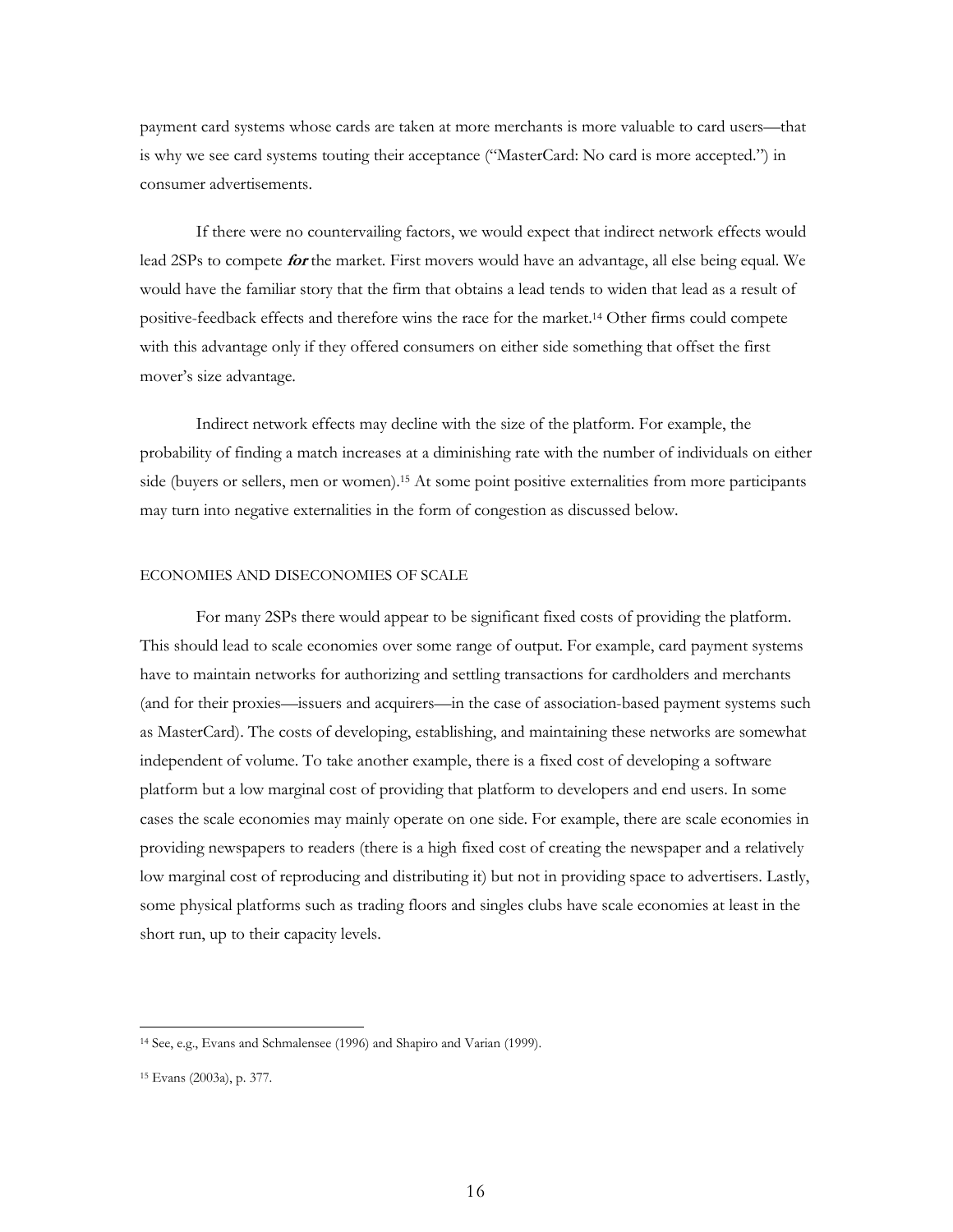payment card systems whose cards are taken at more merchants is more valuable to card users—that is why we see card systems touting their acceptance ("MasterCard: No card is more accepted.") in consumer advertisements.

If there were no countervailing factors, we would expect that indirect network effects would lead 2SPs to compete ***for*** the market. First movers would have an advantage, all else being equal. We would have the familiar story that the firm that obtains a lead tends to widen that lead as a result of positive-feedback effects and therefore wins the race for the market.[14] Other firms could compete with this advantage only if they offered consumers on either side something that offset the first mover's size advantage.

Indirect network effects may decline with the size of the platform. For example, the probability of finding a match increases at a diminishing rate with the number of individuals on either side (buyers or sellers, men or women).[15] At some point positive externalities from more participants may turn into negative externalities in the form of congestion as discussed below.

ECONOMIES AND DISECONOMIES OF SCALE

For many 2SPs there would appear to be significant fixed costs of providing the platform. This should lead to scale economies over some range of output. For example, card payment systems have to maintain networks for authorizing and settling transactions for cardholders and merchants (and for their proxies—issuers and acquirers—in the case of association-based payment systems such as MasterCard). The costs of developing, establishing, and maintaining these networks are somewhat independent of volume. To take another example, there is a fixed cost of developing a software platform but a low marginal cost of providing that platform to developers and end users. In some cases the scale economies may mainly operate on one side. For example, there are scale economies in providing newspapers to readers (there is a high fixed cost of creating the newspaper and a relatively low marginal cost of reproducing and distributing it) but not in providing space to advertisers. Lastly, some physical platforms such as trading floors and singles clubs have scale economies at least in the short run, up to their capacity levels.

---

[14] See, e.g., Evans and Schmalensee (1996) and Shapiro and Varian (1999).

[15] Evans (2003a), p. 377.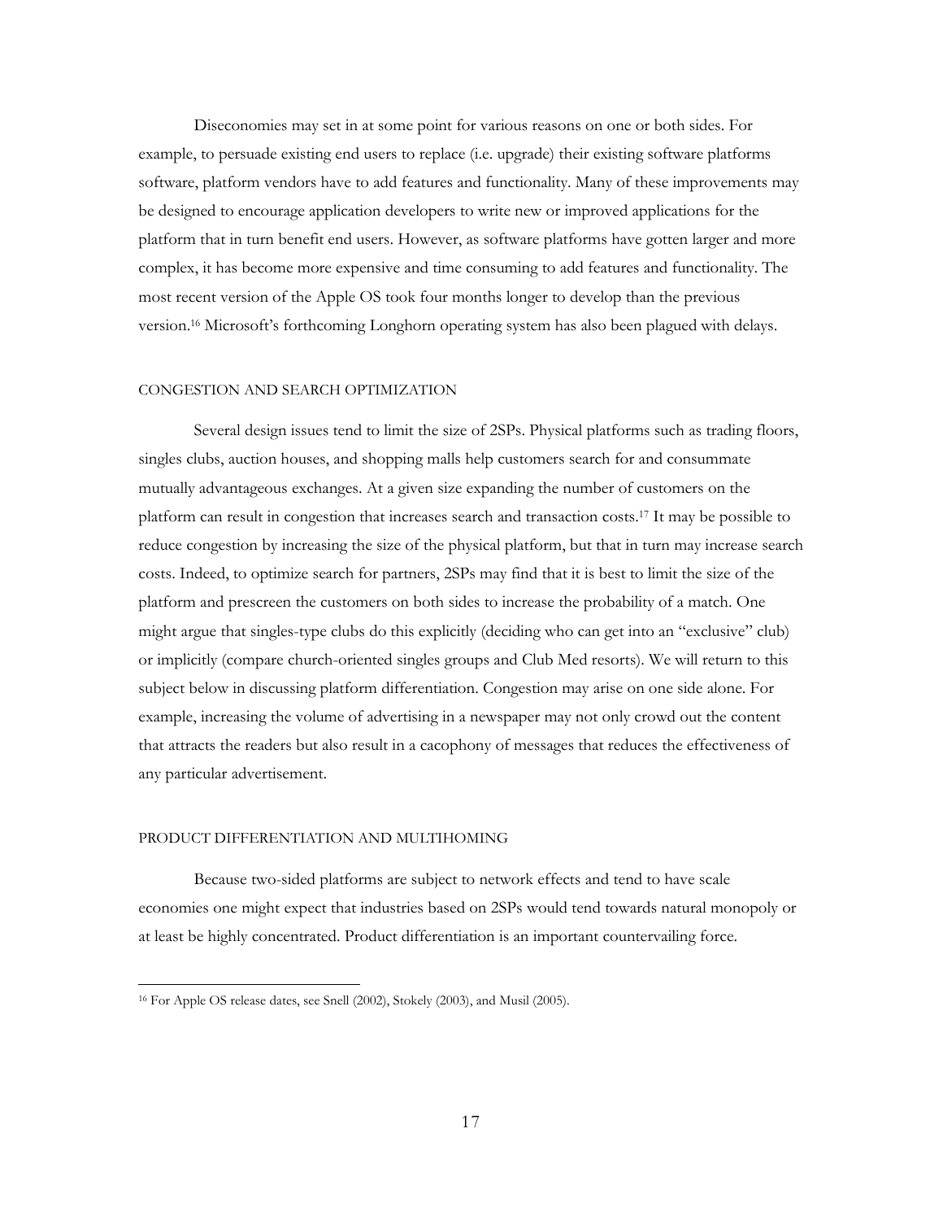Diseconomies may set in at some point for various reasons on one or both sides. For example, to persuade existing end users to replace (i.e. upgrade) their existing software platforms software, platform vendors have to add features and functionality. Many of these improvements may be designed to encourage application developers to write new or improved applications for the platform that in turn benefit end users. However, as software platforms have gotten larger and more complex, it has become more expensive and time consuming to add features and functionality. The most recent version of the Apple OS took four months longer to develop than the previous version.[16] Microsoft's forthcoming Longhorn operating system has also been plagued with delays.

### CONGESTION AND SEARCH OPTIMIZATION

Several design issues tend to limit the size of 2SPs. Physical platforms such as trading floors, singles clubs, auction houses, and shopping malls help customers search for and consummate mutually advantageous exchanges. At a given size expanding the number of customers on the platform can result in congestion that increases search and transaction costs.[17] It may be possible to reduce congestion by increasing the size of the physical platform, but that in turn may increase search costs. Indeed, to optimize search for partners, 2SPs may find that it is best to limit the size of the platform and prescreen the customers on both sides to increase the probability of a match. One might argue that singles-type clubs do this explicitly (deciding who can get into an "exclusive" club) or implicitly (compare church-oriented singles groups and Club Med resorts). We will return to this subject below in discussing platform differentiation. Congestion may arise on one side alone. For example, increasing the volume of advertising in a newspaper may not only crowd out the content that attracts the readers but also result in a cacophony of messages that reduces the effectiveness of any particular advertisement.

### PRODUCT DIFFERENTIATION AND MULTIHOMING

Because two-sided platforms are subject to network effects and tend to have scale economies one might expect that industries based on 2SPs would tend towards natural monopoly or at least be highly concentrated. Product differentiation is an important countervailing force.

---

[16] For Apple OS release dates, see Snell (2002), Stokely (2003), and Musil (2005).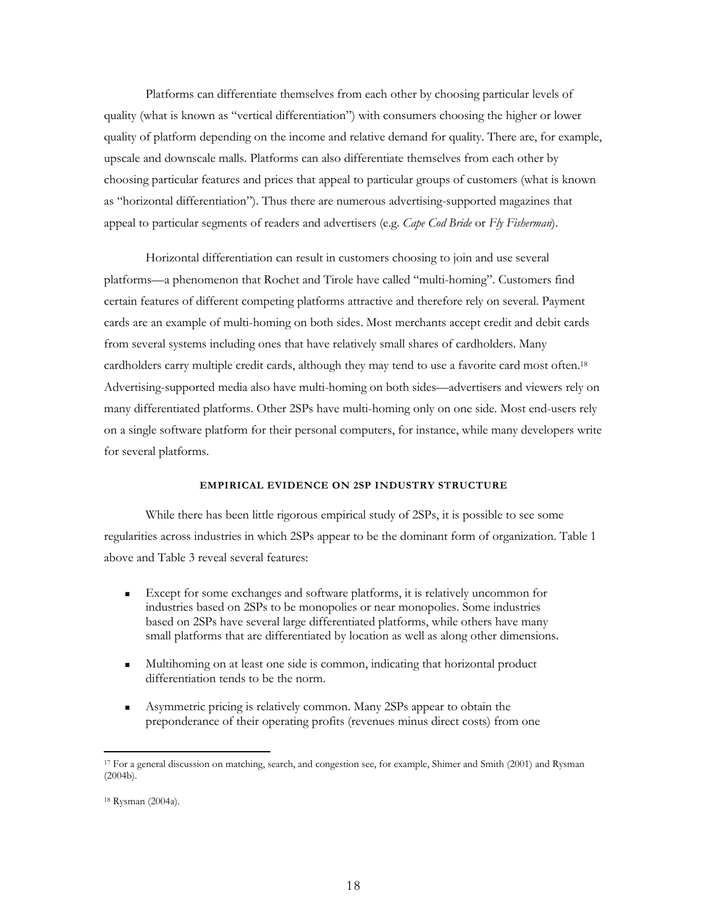Platforms can differentiate themselves from each other by choosing particular levels of quality (what is known as "vertical differentiation") with consumers choosing the higher or lower quality of platform depending on the income and relative demand for quality. There are, for example, upscale and downscale malls. Platforms can also differentiate themselves from each other by choosing particular features and prices that appeal to particular groups of customers (what is known as "horizontal differentiation"). Thus there are numerous advertising-supported magazines that appeal to particular segments of readers and advertisers (e.g. *Cape Cod Bride* or *Fly Fisherman*).

Horizontal differentiation can result in customers choosing to join and use several platforms—a phenomenon that Rochet and Tirole have called "multi-homing". Customers find certain features of different competing platforms attractive and therefore rely on several. Payment cards are an example of multi-homing on both sides. Most merchants accept credit and debit cards from several systems including ones that have relatively small shares of cardholders. Many cardholders carry multiple credit cards, although they may tend to use a favorite card most often.[18] Advertising-supported media also have multi-homing on both sides—advertisers and viewers rely on many differentiated platforms. Other 2SPs have multi-homing only on one side. Most end-users rely on a single software platform for their personal computers, for instance, while many developers write for several platforms.

### EMPIRICAL EVIDENCE ON 2SP INDUSTRY STRUCTURE

While there has been little rigorous empirical study of 2SPs, it is possible to see some regularities across industries in which 2SPs appear to be the dominant form of organization. Table 1 above and Table 3 reveal several features:

- Except for some exchanges and software platforms, it is relatively uncommon for industries based on 2SPs to be monopolies or near monopolies. Some industries based on 2SPs have several large differentiated platforms, while others have many small platforms that are differentiated by location as well as along other dimensions.
- Multihoming on at least one side is common, indicating that horizontal product differentiation tends to be the norm.
- Asymmetric pricing is relatively common. Many 2SPs appear to obtain the preponderance of their operating profits (revenues minus direct costs) from one

---

[17] For a general discussion on matching, search, and congestion see, for example, Shimer and Smith (2001) and Rysman (2004b).

[18] Rysman (2004a).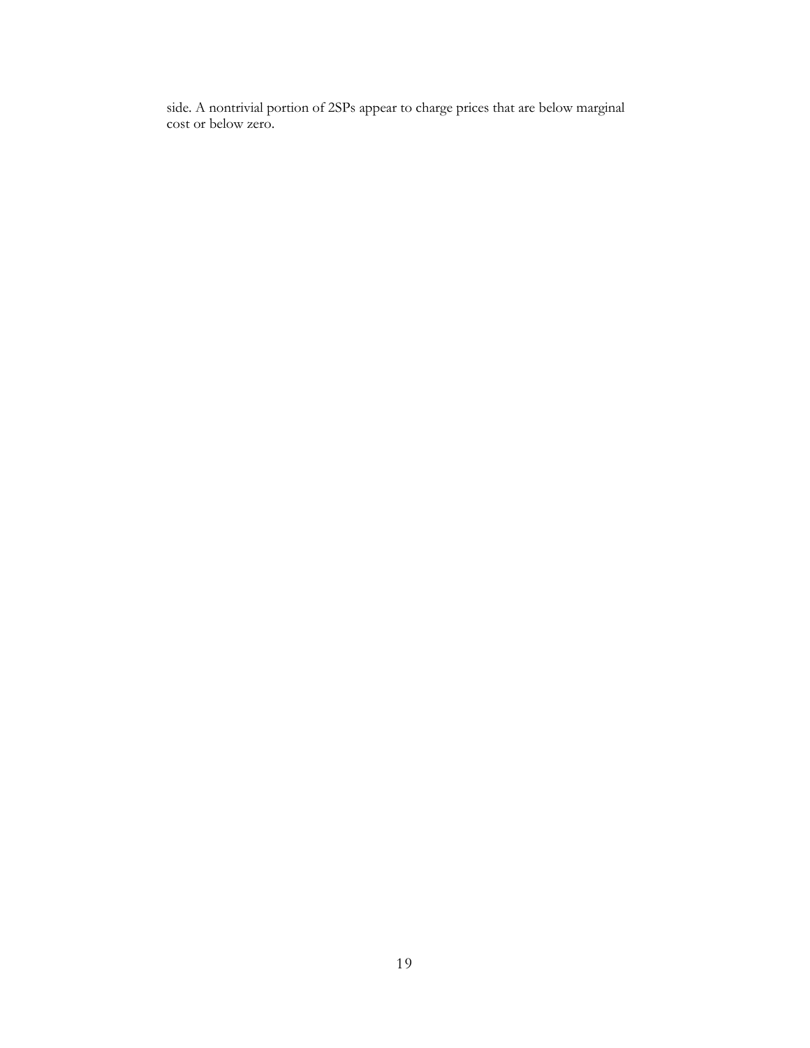side. A nontrivial portion of 2SPs appear to charge prices that are below marginal cost or below zero.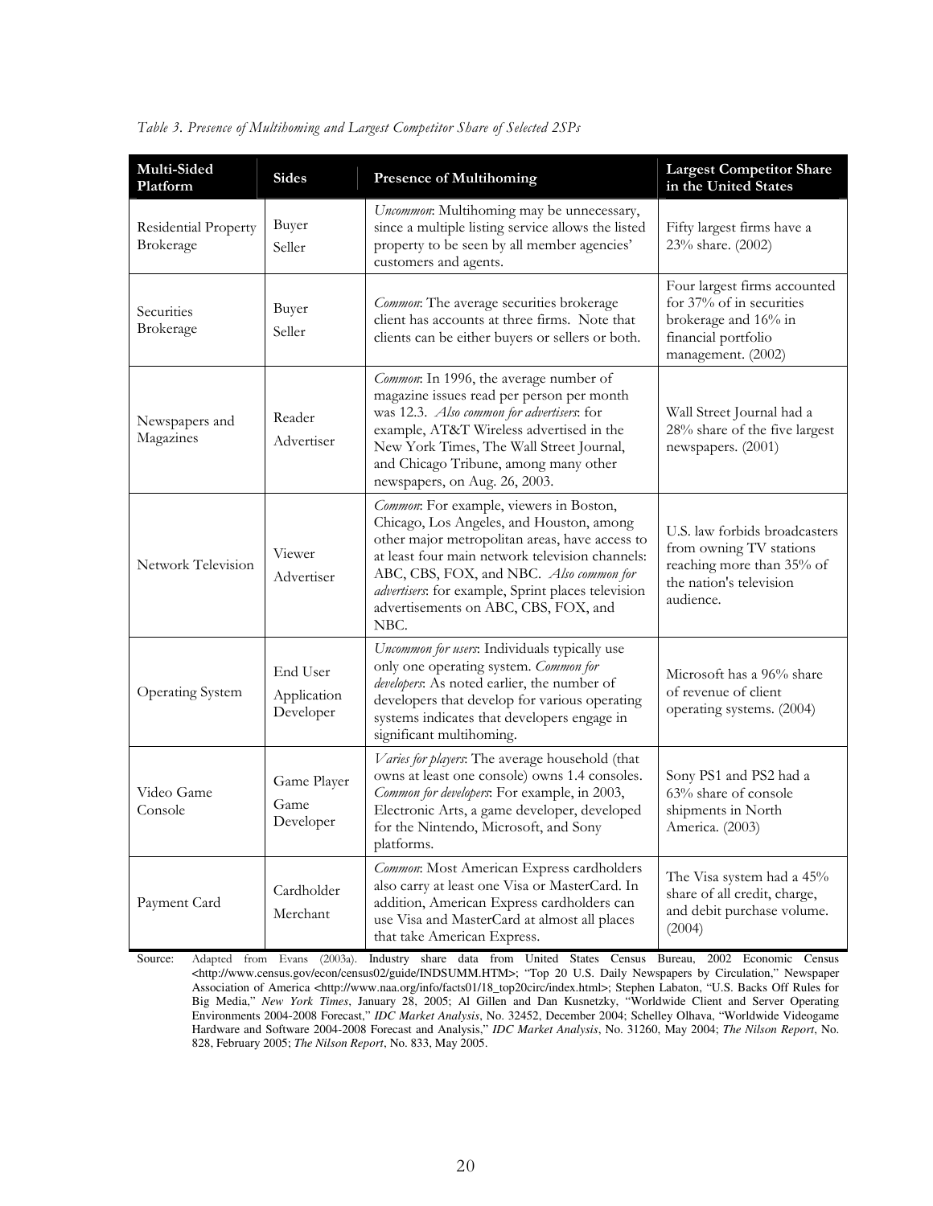*Table 3. Presence of Multihoming and Largest Competitor Share of Selected 2SPs*

| Multi-Sided Platform | Sides | Presence of Multihoming | Largest Competitor Share in the United States |
|---|---|---|---|
| Residential Property Brokerage | Buyer<br>Seller | *Uncommon*: Multihoming may be unnecessary, since a multiple listing service allows the listed property to be seen by all member agencies' customers and agents. | Fifty largest firms have a 23% share. (2002) |
| Securities Brokerage | Buyer<br>Seller | *Common*: The average securities brokerage client has accounts at three firms. Note that clients can be either buyers or sellers or both. | Four largest firms accounted for 37% of in securities brokerage and 16% in financial portfolio management. (2002) |
| Newspapers and Magazines | Reader<br>Advertiser | *Common*: In 1996, the average number of magazine issues read per person per month was 12.3. *Also common for advertisers*: for example, AT&T Wireless advertised in the New York Times, The Wall Street Journal, and Chicago Tribune, among many other newspapers, on Aug. 26, 2003. | Wall Street Journal had a 28% share of the five largest newspapers. (2001) |
| Network Television | Viewer<br>Advertiser | *Common*: For example, viewers in Boston, Chicago, Los Angeles, and Houston, among other major metropolitan areas, have access to at least four main network television channels: ABC, CBS, FOX, and NBC. *Also common for advertisers*: for example, Sprint places television advertisements on ABC, CBS, FOX, and NBC. | U.S. law forbids broadcasters from owning TV stations reaching more than 35% of the nation's television audience. |
| Operating System | End User<br>Application Developer | *Uncommon for users*: Individuals typically use only one operating system. *Common for developers*: As noted earlier, the number of developers that develop for various operating systems indicates that developers engage in significant multihoming. | Microsoft has a 96% share of revenue of client operating systems. (2004) |
| Video Game Console | Game Player<br>Game Developer | *Varies for players*: The average household (that owns at least one console) owns 1.4 consoles. *Common for developers*: For example, in 2003, Electronic Arts, a game developer, developed for the Nintendo, Microsoft, and Sony platforms. | Sony PS1 and PS2 had a 63% share of console shipments in North America. (2003) |
| Payment Card | Cardholder<br>Merchant | *Common*: Most American Express cardholders also carry at least one Visa or MasterCard. In addition, American Express cardholders can use Visa and MasterCard at almost all places that take American Express. | The Visa system had a 45% share of all credit, charge, and debit purchase volume. (2004) |

Source: Adapted from Evans (2003a). Industry share data from United States Census Bureau, 2002 Economic Census <http://www.census.gov/econ/census02/guide/INDSUMM.HTM>; "Top 20 U.S. Daily Newspapers by Circulation," Newspaper Association of America <http://www.naa.org/info/facts01/18_top20circ/index.html>; Stephen Labaton, "U.S. Backs Off Rules for Big Media," *New York Times*, January 28, 2005; Al Gillen and Dan Kusnetzky, "Worldwide Client and Server Operating Environments 2004-2008 Forecast," *IDC Market Analysis*, No. 32452, December 2004; Schelley Olhava, "Worldwide Videogame Hardware and Software 2004-2008 Forecast and Analysis," *IDC Market Analysis*, No. 31260, May 2004; *The Nilson Report*, No. 828, February 2005; *The Nilson Report*, No. 833, May 2005.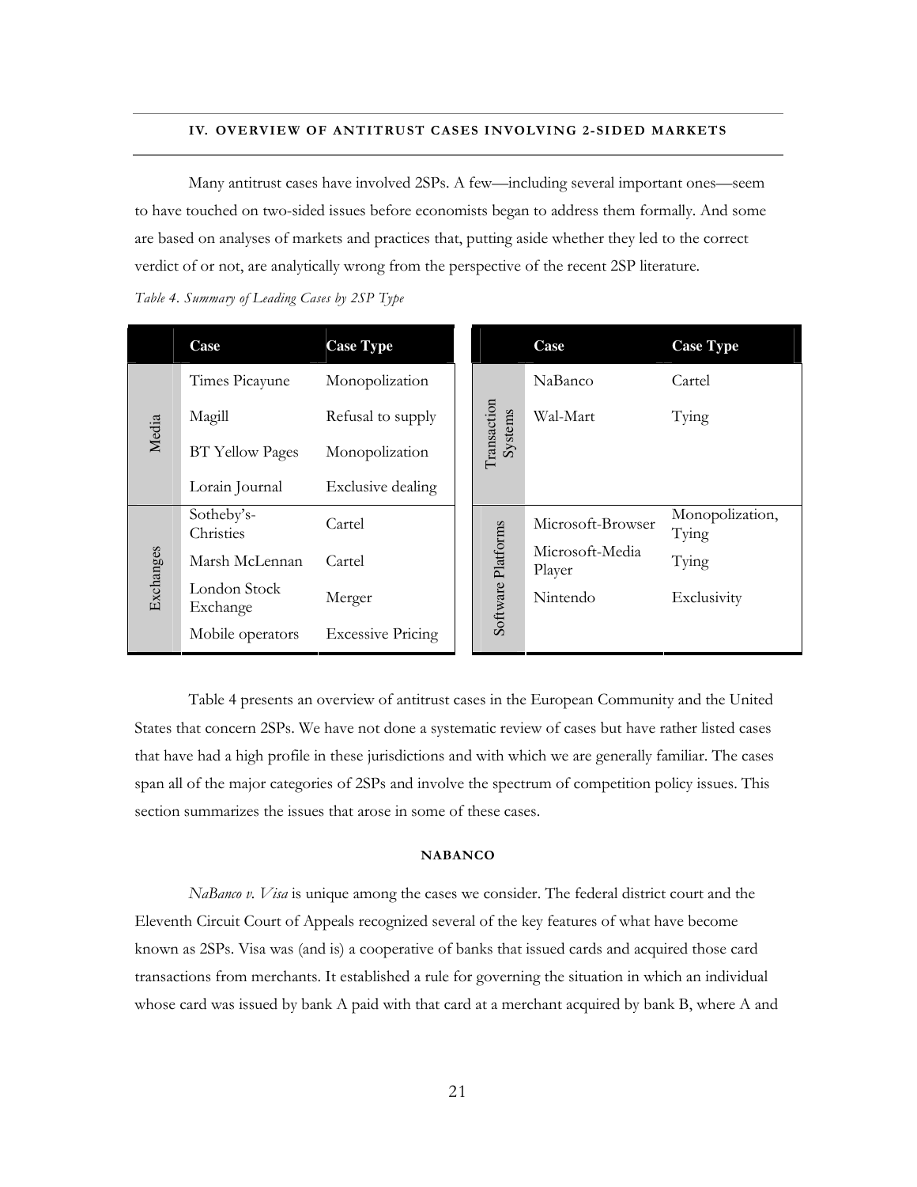## IV. OVERVIEW OF ANTITRUST CASES INVOLVING 2-SIDED MARKETS

Many antitrust cases have involved 2SPs. A few—including several important ones—seem to have touched on two-sided issues before economists began to address them formally. And some are based on analyses of markets and practices that, putting aside whether they led to the correct verdict of or not, are analytically wrong from the perspective of the recent 2SP literature.

*Table 4. Summary of Leading Cases by 2SP Type*

| | Case | Case Type | | Case | Case Type |
|---|---|---|---|---|---|
| Media | Times Picayune | Monopolization | Transaction Systems | NaBanco | Cartel |
| | Magill | Refusal to supply | | Wal-Mart | Tying |
| | BT Yellow Pages | Monopolization | | | |
| | Lorain Journal | Exclusive dealing | | | |
| Exchanges | Sotheby's-Christies | Cartel | Software Platforms | Microsoft-Browser | Monopolization, Tying |
| | Marsh McLennan | Cartel | | Microsoft-Media Player | Tying |
| | London Stock Exchange | Merger | | Nintendo | Exclusivity |
| | Mobile operators | Excessive Pricing | | | |

Table 4 presents an overview of antitrust cases in the European Community and the United States that concern 2SPs. We have not done a systematic review of cases but have rather listed cases that have had a high profile in these jurisdictions and with which we are generally familiar. The cases span all of the major categories of 2SPs and involve the spectrum of competition policy issues. This section summarizes the issues that arose in some of these cases.

### NABANCO

*NaBanco v. Visa* is unique among the cases we consider. The federal district court and the Eleventh Circuit Court of Appeals recognized several of the key features of what have become known as 2SPs. Visa was (and is) a cooperative of banks that issued cards and acquired those card transactions from merchants. It established a rule for governing the situation in which an individual whose card was issued by bank A paid with that card at a merchant acquired by bank B, where A and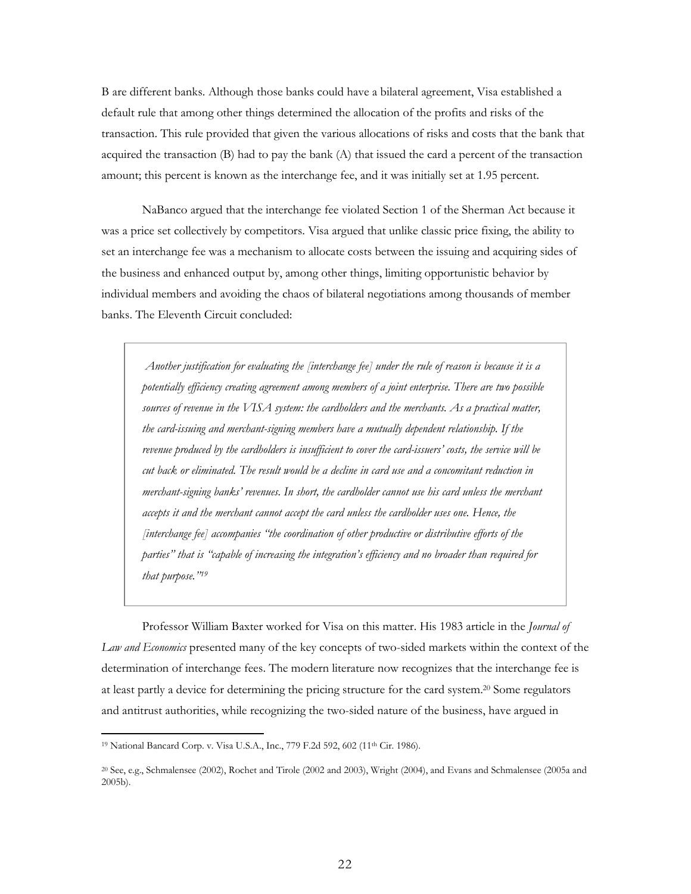B are different banks. Although those banks could have a bilateral agreement, Visa established a default rule that among other things determined the allocation of the profits and risks of the transaction. This rule provided that given the various allocations of risks and costs that the bank that acquired the transaction (B) had to pay the bank (A) that issued the card a percent of the transaction amount; this percent is known as the interchange fee, and it was initially set at 1.95 percent.

NaBanco argued that the interchange fee violated Section 1 of the Sherman Act because it was a price set collectively by competitors. Visa argued that unlike classic price fixing, the ability to set an interchange fee was a mechanism to allocate costs between the issuing and acquiring sides of the business and enhanced output by, among other things, limiting opportunistic behavior by individual members and avoiding the chaos of bilateral negotiations among thousands of member banks. The Eleventh Circuit concluded:

> *Another justification for evaluating the [interchange fee] under the rule of reason is because it is a potentially efficiency creating agreement among members of a joint enterprise. There are two possible sources of revenue in the VISA system: the cardholders and the merchants. As a practical matter, the card-issuing and merchant-signing members have a mutually dependent relationship. If the revenue produced by the cardholders is insufficient to cover the card-issuers' costs, the service will be cut back or eliminated. The result would be a decline in card use and a concomitant reduction in merchant-signing banks' revenues. In short, the cardholder cannot use his card unless the merchant accepts it and the merchant cannot accept the card unless the cardholder uses one. Hence, the [interchange fee] accompanies "the coordination of other productive or distributive efforts of the parties" that is "capable of increasing the integration's efficiency and no broader than required for that purpose."*[19]

Professor William Baxter worked for Visa on this matter. His 1983 article in the *Journal of Law and Economics* presented many of the key concepts of two-sided markets within the context of the determination of interchange fees. The modern literature now recognizes that the interchange fee is at least partly a device for determining the pricing structure for the card system.[20] Some regulators and antitrust authorities, while recognizing the two-sided nature of the business, have argued in

---

[19] National Bancard Corp. v. Visa U.S.A., Inc., 779 F.2d 592, 602 (11th Cir. 1986).

[20] See, e.g., Schmalensee (2002), Rochet and Tirole (2002 and 2003), Wright (2004), and Evans and Schmalensee (2005a and 2005b).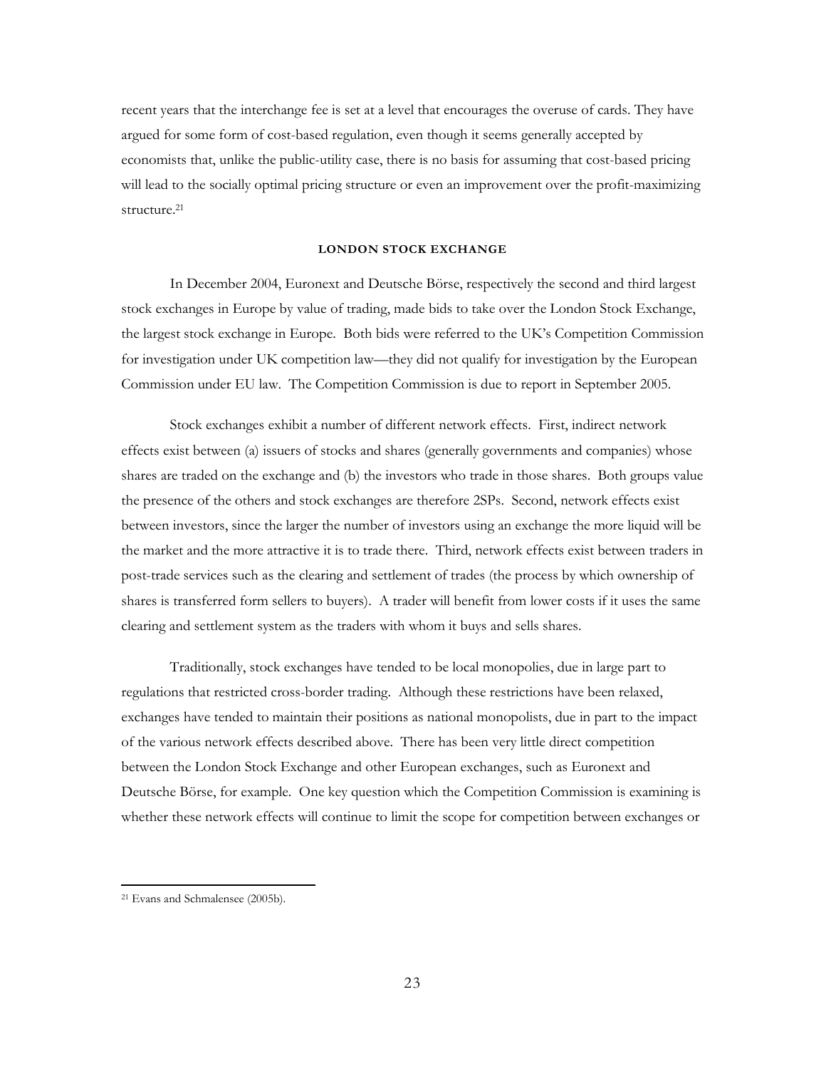recent years that the interchange fee is set at a level that encourages the overuse of cards. They have argued for some form of cost-based regulation, even though it seems generally accepted by economists that, unlike the public-utility case, there is no basis for assuming that cost-based pricing will lead to the socially optimal pricing structure or even an improvement over the profit-maximizing structure.[21]

## LONDON STOCK EXCHANGE

In December 2004, Euronext and Deutsche Börse, respectively the second and third largest stock exchanges in Europe by value of trading, made bids to take over the London Stock Exchange, the largest stock exchange in Europe. Both bids were referred to the UK's Competition Commission for investigation under UK competition law—they did not qualify for investigation by the European Commission under EU law. The Competition Commission is due to report in September 2005.

Stock exchanges exhibit a number of different network effects. First, indirect network effects exist between (a) issuers of stocks and shares (generally governments and companies) whose shares are traded on the exchange and (b) the investors who trade in those shares. Both groups value the presence of the others and stock exchanges are therefore 2SPs. Second, network effects exist between investors, since the larger the number of investors using an exchange the more liquid will be the market and the more attractive it is to trade there. Third, network effects exist between traders in post-trade services such as the clearing and settlement of trades (the process by which ownership of shares is transferred form sellers to buyers). A trader will benefit from lower costs if it uses the same clearing and settlement system as the traders with whom it buys and sells shares.

Traditionally, stock exchanges have tended to be local monopolies, due in large part to regulations that restricted cross-border trading. Although these restrictions have been relaxed, exchanges have tended to maintain their positions as national monopolists, due in part to the impact of the various network effects described above. There has been very little direct competition between the London Stock Exchange and other European exchanges, such as Euronext and Deutsche Börse, for example. One key question which the Competition Commission is examining is whether these network effects will continue to limit the scope for competition between exchanges or

[21] Evans and Schmalensee (2005b).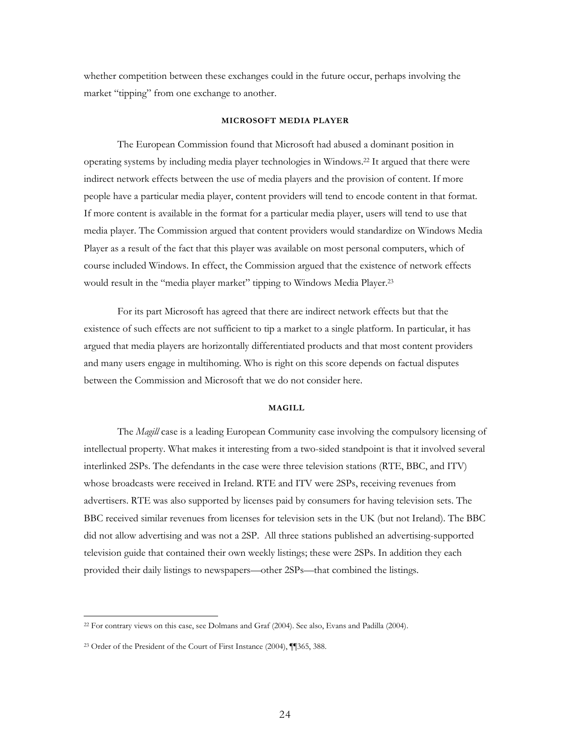whether competition between these exchanges could in the future occur, perhaps involving the market "tipping" from one exchange to another.

### MICROSOFT MEDIA PLAYER

The European Commission found that Microsoft had abused a dominant position in operating systems by including media player technologies in Windows.[22] It argued that there were indirect network effects between the use of media players and the provision of content. If more people have a particular media player, content providers will tend to encode content in that format. If more content is available in the format for a particular media player, users will tend to use that media player. The Commission argued that content providers would standardize on Windows Media Player as a result of the fact that this player was available on most personal computers, which of course included Windows. In effect, the Commission argued that the existence of network effects would result in the "media player market" tipping to Windows Media Player.[23]

For its part Microsoft has agreed that there are indirect network effects but that the existence of such effects are not sufficient to tip a market to a single platform. In particular, it has argued that media players are horizontally differentiated products and that most content providers and many users engage in multihoming. Who is right on this score depends on factual disputes between the Commission and Microsoft that we do not consider here.

### MAGILL

The *Magill* case is a leading European Community case involving the compulsory licensing of intellectual property. What makes it interesting from a two-sided standpoint is that it involved several interlinked 2SPs. The defendants in the case were three television stations (RTE, BBC, and ITV) whose broadcasts were received in Ireland. RTE and ITV were 2SPs, receiving revenues from advertisers. RTE was also supported by licenses paid by consumers for having television sets. The BBC received similar revenues from licenses for television sets in the UK (but not Ireland). The BBC did not allow advertising and was not a 2SP. All three stations published an advertising-supported television guide that contained their own weekly listings; these were 2SPs. In addition they each provided their daily listings to newspapers—other 2SPs—that combined the listings.

---

[22] For contrary views on this case, see Dolmans and Graf (2004). See also, Evans and Padilla (2004).

[23] Order of the President of the Court of First Instance (2004), ¶¶365, 388.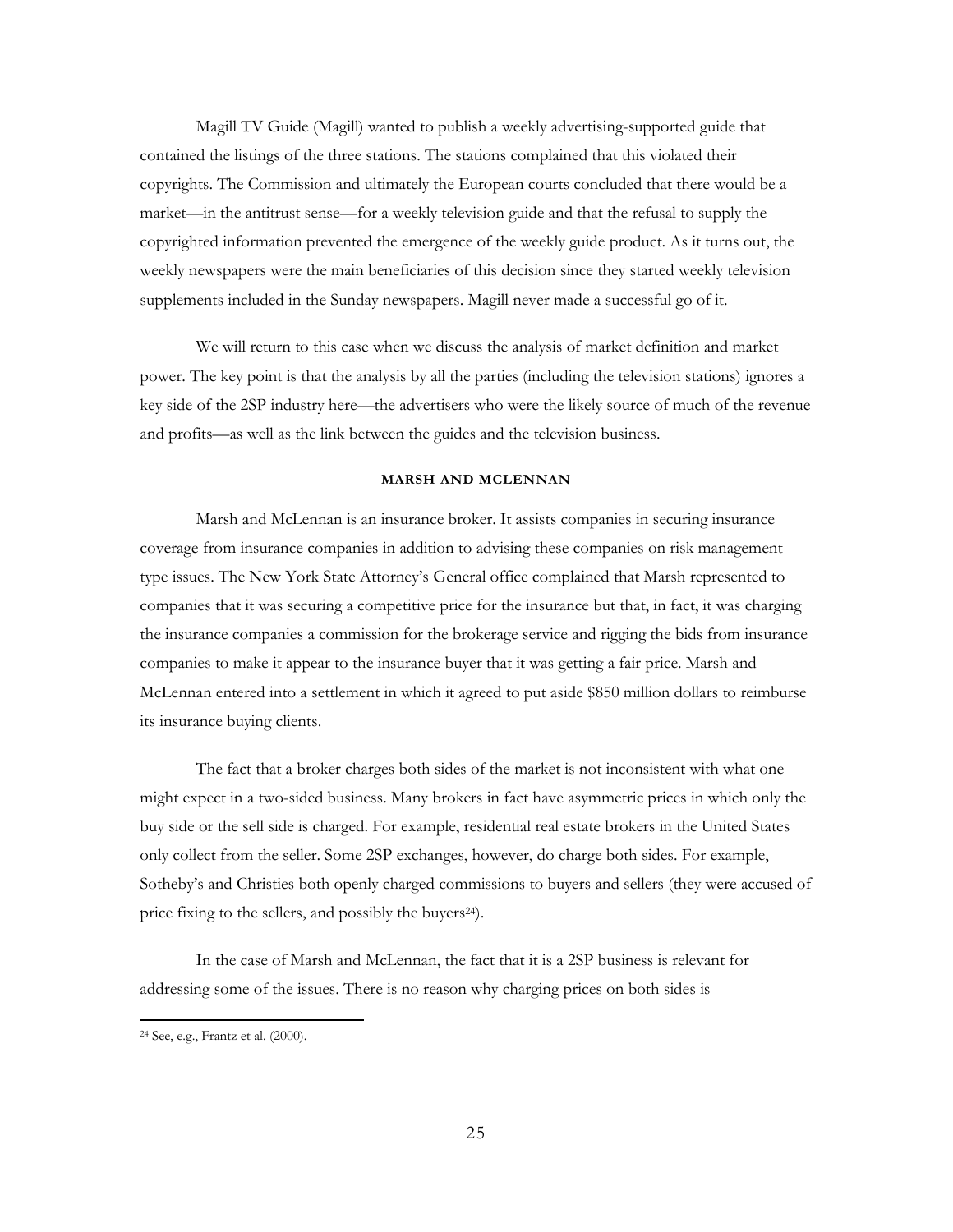Magill TV Guide (Magill) wanted to publish a weekly advertising-supported guide that contained the listings of the three stations. The stations complained that this violated their copyrights. The Commission and ultimately the European courts concluded that there would be a market—in the antitrust sense—for a weekly television guide and that the refusal to supply the copyrighted information prevented the emergence of the weekly guide product. As it turns out, the weekly newspapers were the main beneficiaries of this decision since they started weekly television supplements included in the Sunday newspapers. Magill never made a successful go of it.

We will return to this case when we discuss the analysis of market definition and market power. The key point is that the analysis by all the parties (including the television stations) ignores a key side of the 2SP industry here—the advertisers who were the likely source of much of the revenue and profits—as well as the link between the guides and the television business.

### MARSH AND MCLENNAN

Marsh and McLennan is an insurance broker. It assists companies in securing insurance coverage from insurance companies in addition to advising these companies on risk management type issues. The New York State Attorney's General office complained that Marsh represented to companies that it was securing a competitive price for the insurance but that, in fact, it was charging the insurance companies a commission for the brokerage service and rigging the bids from insurance companies to make it appear to the insurance buyer that it was getting a fair price. Marsh and McLennan entered into a settlement in which it agreed to put aside $850 million dollars to reimburse its insurance buying clients.

The fact that a broker charges both sides of the market is not inconsistent with what one might expect in a two-sided business. Many brokers in fact have asymmetric prices in which only the buy side or the sell side is charged. For example, residential real estate brokers in the United States only collect from the seller. Some 2SP exchanges, however, do charge both sides. For example, Sotheby's and Christies both openly charged commissions to buyers and sellers (they were accused of price fixing to the sellers, and possibly the buyers[24]).

In the case of Marsh and McLennan, the fact that it is a 2SP business is relevant for addressing some of the issues. There is no reason why charging prices on both sides is

[24] See, e.g., Frantz et al. (2000).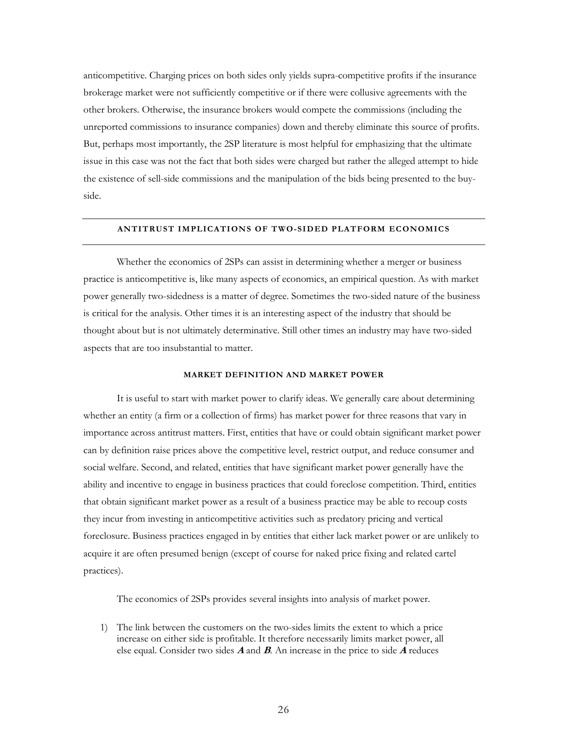anticompetitive. Charging prices on both sides only yields supra-competitive profits if the insurance brokerage market were not sufficiently competitive or if there were collusive agreements with the other brokers. Otherwise, the insurance brokers would compete the commissions (including the unreported commissions to insurance companies) down and thereby eliminate this source of profits. But, perhaps most importantly, the 2SP literature is most helpful for emphasizing that the ultimate issue in this case was not the fact that both sides were charged but rather the alleged attempt to hide the existence of sell-side commissions and the manipulation of the bids being presented to the buy-side.

## ANTITRUST IMPLICATIONS OF TWO-SIDED PLATFORM ECONOMICS

Whether the economics of 2SPs can assist in determining whether a merger or business practice is anticompetitive is, like many aspects of economics, an empirical question. As with market power generally two-sidedness is a matter of degree. Sometimes the two-sided nature of the business is critical for the analysis. Other times it is an interesting aspect of the industry that should be thought about but is not ultimately determinative. Still other times an industry may have two-sided aspects that are too insubstantial to matter.

### MARKET DEFINITION AND MARKET POWER

It is useful to start with market power to clarify ideas. We generally care about determining whether an entity (a firm or a collection of firms) has market power for three reasons that vary in importance across antitrust matters. First, entities that have or could obtain significant market power can by definition raise prices above the competitive level, restrict output, and reduce consumer and social welfare. Second, and related, entities that have significant market power generally have the ability and incentive to engage in business practices that could foreclose competition. Third, entities that obtain significant market power as a result of a business practice may be able to recoup costs they incur from investing in anticompetitive activities such as predatory pricing and vertical foreclosure. Business practices engaged in by entities that either lack market power or are unlikely to acquire it are often presumed benign (except of course for naked price fixing and related cartel practices).

The economics of 2SPs provides several insights into analysis of market power.

1) The link between the customers on the two-sides limits the extent to which a price increase on either side is profitable. It therefore necessarily limits market power, all else equal. Consider two sides ***A*** and ***B***. An increase in the price to side ***A*** reduces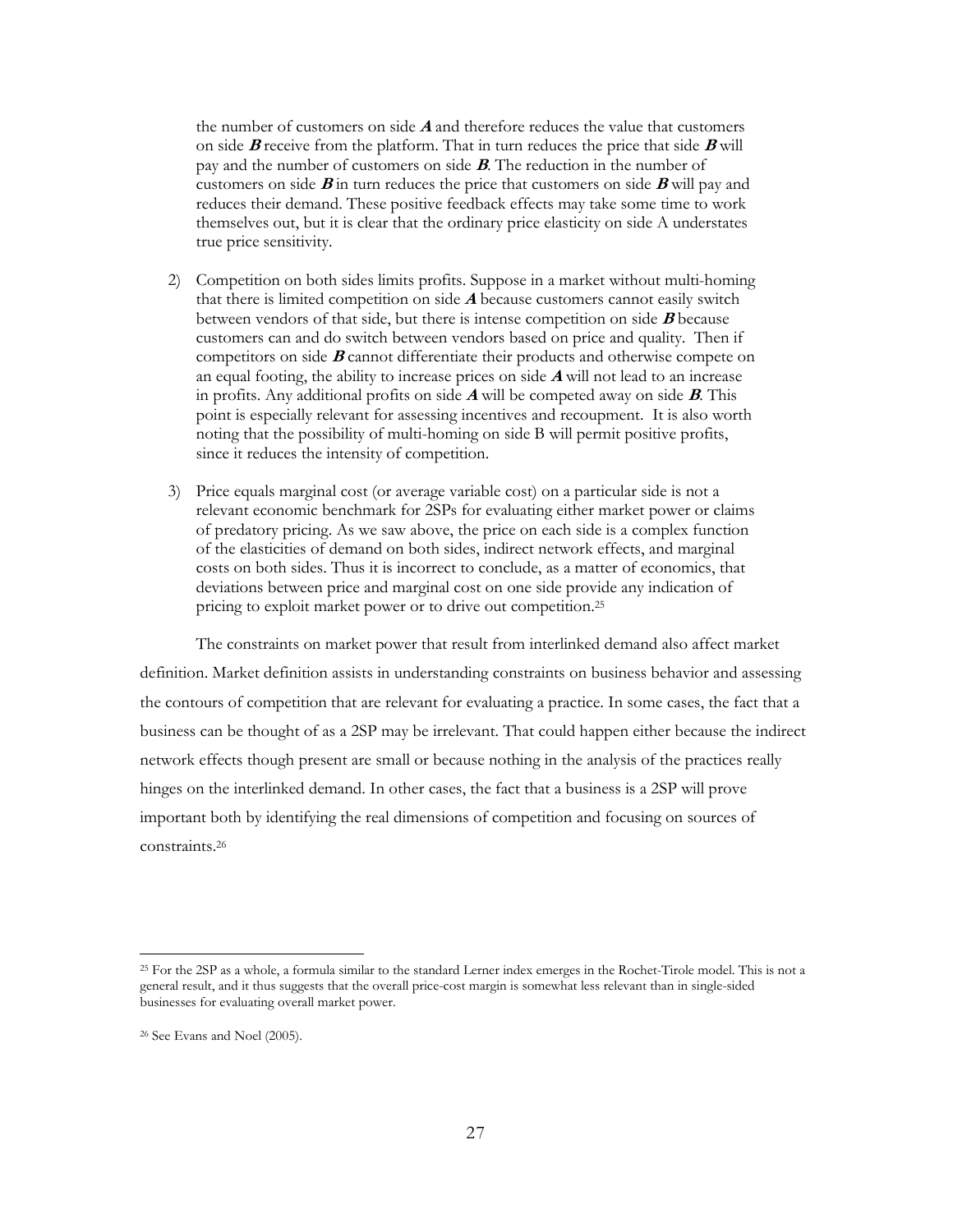the number of customers on side ***A*** and therefore reduces the value that customers on side ***B*** receive from the platform. That in turn reduces the price that side ***B*** will pay and the number of customers on side ***B***. The reduction in the number of customers on side ***B*** in turn reduces the price that customers on side ***B*** will pay and reduces their demand. These positive feedback effects may take some time to work themselves out, but it is clear that the ordinary price elasticity on side A understates true price sensitivity.

2) Competition on both sides limits profits. Suppose in a market without multi-homing that there is limited competition on side ***A*** because customers cannot easily switch between vendors of that side, but there is intense competition on side ***B*** because customers can and do switch between vendors based on price and quality. Then if competitors on side ***B*** cannot differentiate their products and otherwise compete on an equal footing, the ability to increase prices on side ***A*** will not lead to an increase in profits. Any additional profits on side ***A*** will be competed away on side ***B***. This point is especially relevant for assessing incentives and recoupment. It is also worth noting that the possibility of multi-homing on side B will permit positive profits, since it reduces the intensity of competition.

3) Price equals marginal cost (or average variable cost) on a particular side is not a relevant economic benchmark for 2SPs for evaluating either market power or claims of predatory pricing. As we saw above, the price on each side is a complex function of the elasticities of demand on both sides, indirect network effects, and marginal costs on both sides. Thus it is incorrect to conclude, as a matter of economics, that deviations between price and marginal cost on one side provide any indication of pricing to exploit market power or to drive out competition.[25]

The constraints on market power that result from interlinked demand also affect market definition. Market definition assists in understanding constraints on business behavior and assessing the contours of competition that are relevant for evaluating a practice. In some cases, the fact that a business can be thought of as a 2SP may be irrelevant. That could happen either because the indirect network effects though present are small or because nothing in the analysis of the practices really hinges on the interlinked demand. In other cases, the fact that a business is a 2SP will prove important both by identifying the real dimensions of competition and focusing on sources of constraints.[26]

---

[25] For the 2SP as a whole, a formula similar to the standard Lerner index emerges in the Rochet-Tirole model. This is not a general result, and it thus suggests that the overall price-cost margin is somewhat less relevant than in single-sided businesses for evaluating overall market power.

[26] See Evans and Noel (2005).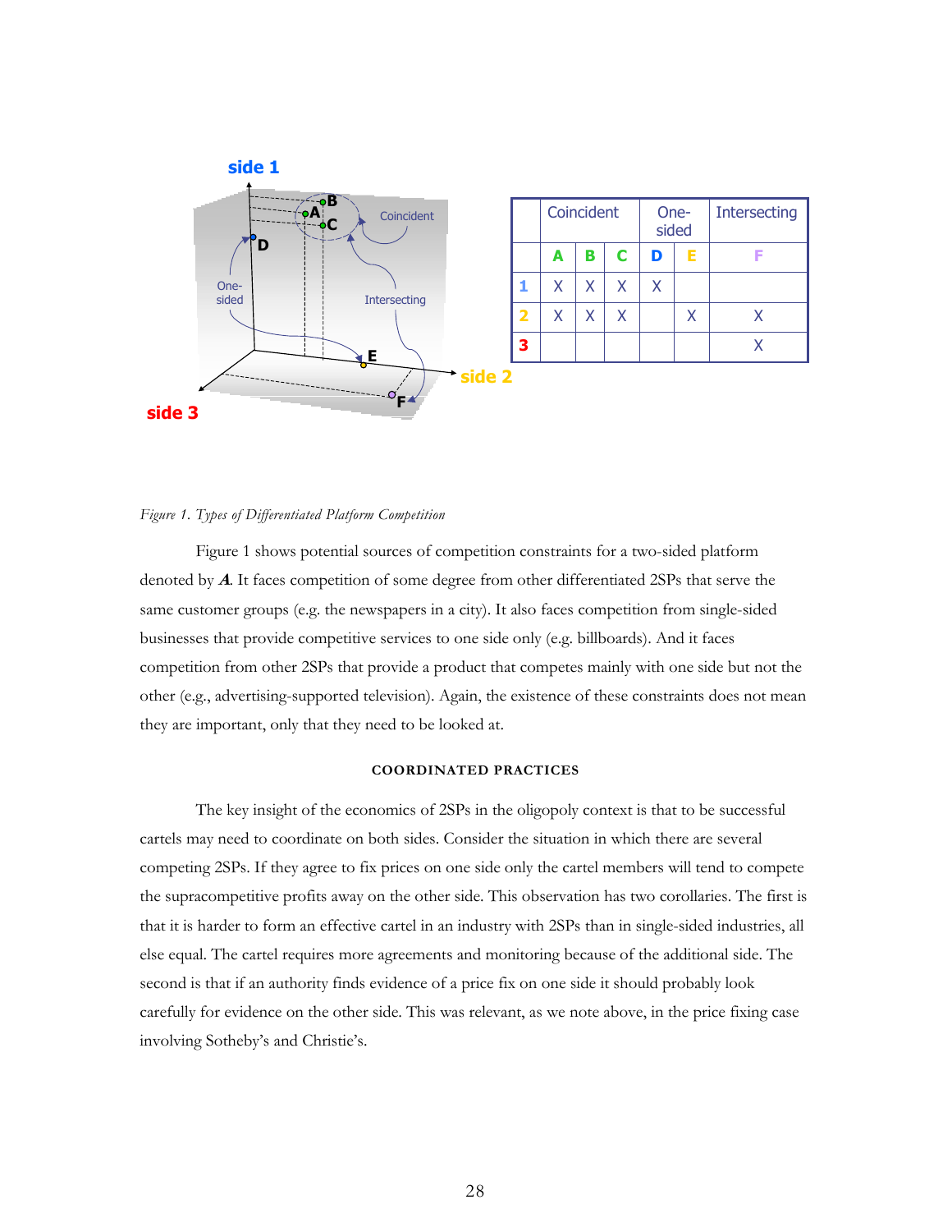| | Coincident | | | One-sided | | Intersecting |
|---|---|---|---|---|---|---|
| | A | B | C | D | E | F |
| 1 | X | X | X | X | | |
| 2 | X | X | X | | X | X |
| 3 | | | | | | X |

*Figure 1. Types of Differentiated Platform Competition*

Figure 1 shows potential sources of competition constraints for a two-sided platform denoted by ***A***. It faces competition of some degree from other differentiated 2SPs that serve the same customer groups (e.g. the newspapers in a city). It also faces competition from single-sided businesses that provide competitive services to one side only (e.g. billboards). And it faces competition from other 2SPs that provide a product that competes mainly with one side but not the other (e.g., advertising-supported television). Again, the existence of these constraints does not mean they are important, only that they need to be looked at.

## COORDINATED PRACTICES

The key insight of the economics of 2SPs in the oligopoly context is that to be successful cartels may need to coordinate on both sides. Consider the situation in which there are several competing 2SPs. If they agree to fix prices on one side only the cartel members will tend to compete the supracompetitive profits away on the other side. This observation has two corollaries. The first is that it is harder to form an effective cartel in an industry with 2SPs than in single-sided industries, all else equal. The cartel requires more agreements and monitoring because of the additional side. The second is that if an authority finds evidence of a price fix on one side it should probably look carefully for evidence on the other side. This was relevant, as we note above, in the price fixing case involving Sotheby's and Christie's.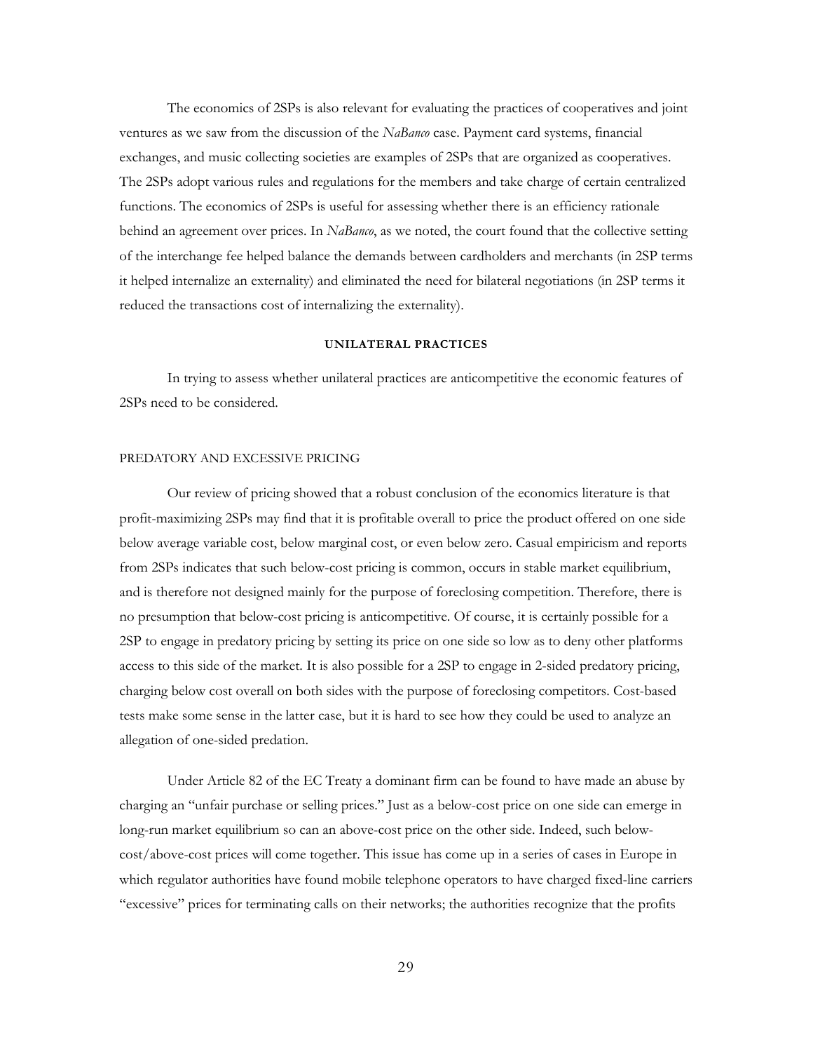The economics of 2SPs is also relevant for evaluating the practices of cooperatives and joint ventures as we saw from the discussion of the *NaBanco* case. Payment card systems, financial exchanges, and music collecting societies are examples of 2SPs that are organized as cooperatives. The 2SPs adopt various rules and regulations for the members and take charge of certain centralized functions. The economics of 2SPs is useful for assessing whether there is an efficiency rationale behind an agreement over prices. In *NaBanco*, as we noted, the court found that the collective setting of the interchange fee helped balance the demands between cardholders and merchants (in 2SP terms it helped internalize an externality) and eliminated the need for bilateral negotiations (in 2SP terms it reduced the transactions cost of internalizing the externality).

## UNILATERAL PRACTICES

In trying to assess whether unilateral practices are anticompetitive the economic features of 2SPs need to be considered.

### PREDATORY AND EXCESSIVE PRICING

Our review of pricing showed that a robust conclusion of the economics literature is that profit-maximizing 2SPs may find that it is profitable overall to price the product offered on one side below average variable cost, below marginal cost, or even below zero. Casual empiricism and reports from 2SPs indicates that such below-cost pricing is common, occurs in stable market equilibrium, and is therefore not designed mainly for the purpose of foreclosing competition. Therefore, there is no presumption that below-cost pricing is anticompetitive. Of course, it is certainly possible for a 2SP to engage in predatory pricing by setting its price on one side so low as to deny other platforms access to this side of the market. It is also possible for a 2SP to engage in 2-sided predatory pricing, charging below cost overall on both sides with the purpose of foreclosing competitors. Cost-based tests make some sense in the latter case, but it is hard to see how they could be used to analyze an allegation of one-sided predation.

Under Article 82 of the EC Treaty a dominant firm can be found to have made an abuse by charging an "unfair purchase or selling prices." Just as a below-cost price on one side can emerge in long-run market equilibrium so can an above-cost price on the other side. Indeed, such below-cost/above-cost prices will come together. This issue has come up in a series of cases in Europe in which regulator authorities have found mobile telephone operators to have charged fixed-line carriers "excessive" prices for terminating calls on their networks; the authorities recognize that the profits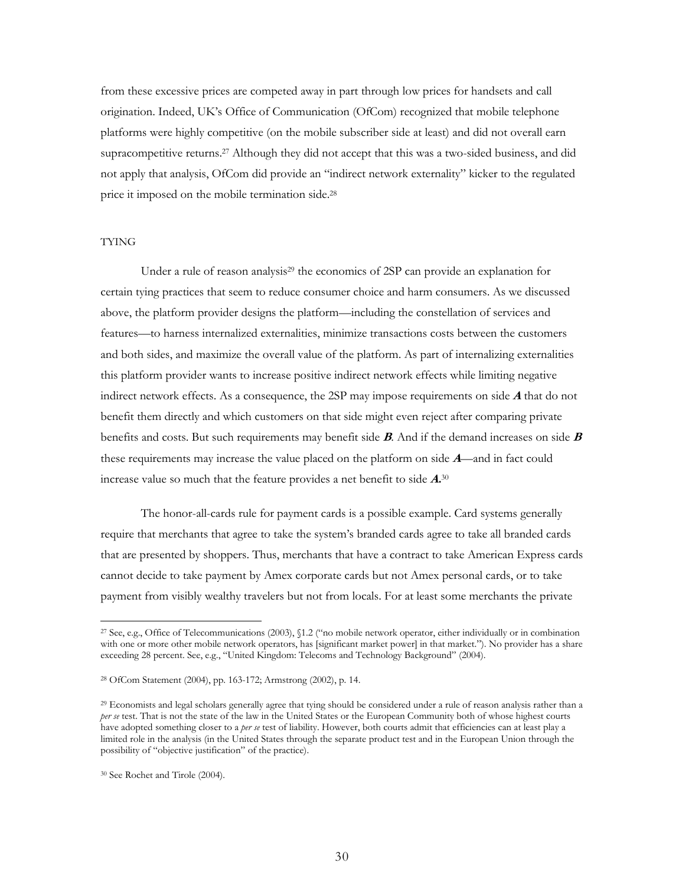from these excessive prices are competed away in part through low prices for handsets and call origination. Indeed, UK's Office of Communication (OfCom) recognized that mobile telephone platforms were highly competitive (on the mobile subscriber side at least) and did not overall earn supracompetitive returns.[27] Although they did not accept that this was a two-sided business, and did not apply that analysis, OfCom did provide an "indirect network externality" kicker to the regulated price it imposed on the mobile termination side.[28]

## TYING

Under a rule of reason analysis[29] the economics of 2SP can provide an explanation for certain tying practices that seem to reduce consumer choice and harm consumers. As we discussed above, the platform provider designs the platform—including the constellation of services and features—to harness internalized externalities, minimize transactions costs between the customers and both sides, and maximize the overall value of the platform. As part of internalizing externalities this platform provider wants to increase positive indirect network effects while limiting negative indirect network effects. As a consequence, the 2SP may impose requirements on side ***A*** that do not benefit them directly and which customers on that side might even reject after comparing private benefits and costs. But such requirements may benefit side ***B***. And if the demand increases on side ***B*** these requirements may increase the value placed on the platform on side ***A***—and in fact could increase value so much that the feature provides a net benefit to side ***A***.[30]

The honor-all-cards rule for payment cards is a possible example. Card systems generally require that merchants that agree to take the system's branded cards agree to take all branded cards that are presented by shoppers. Thus, merchants that have a contract to take American Express cards cannot decide to take payment by Amex corporate cards but not Amex personal cards, or to take payment from visibly wealthy travelers but not from locals. For at least some merchants the private

---

[27] See, e.g., Office of Telecommunications (2003), §1.2 ("no mobile network operator, either individually or in combination with one or more other mobile network operators, has [significant market power] in that market."). No provider has a share exceeding 28 percent. See, e.g., "United Kingdom: Telecoms and Technology Background" (2004).

[28] OfCom Statement (2004), pp. 163-172; Armstrong (2002), p. 14.

[29] Economists and legal scholars generally agree that tying should be considered under a rule of reason analysis rather than a *per se* test. That is not the state of the law in the United States or the European Community both of whose highest courts have adopted something closer to a *per se* test of liability. However, both courts admit that efficiencies can at least play a limited role in the analysis (in the United States through the separate product test and in the European Union through the possibility of "objective justification" of the practice).

[30] See Rochet and Tirole (2004).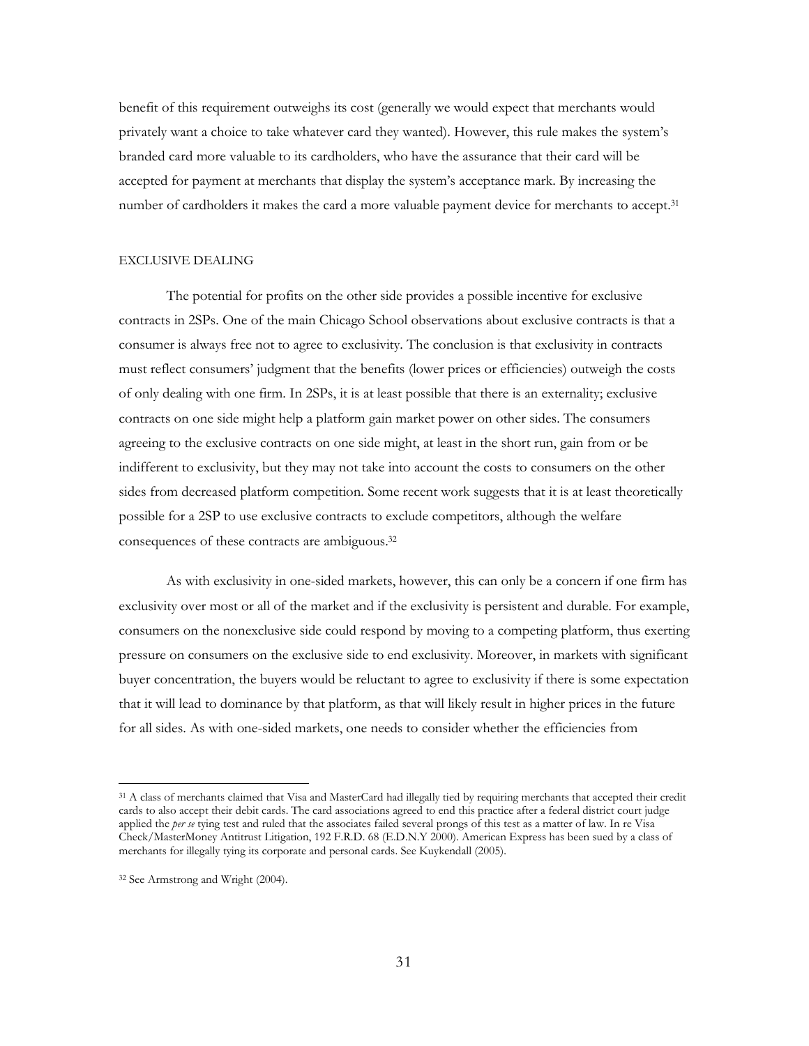benefit of this requirement outweighs its cost (generally we would expect that merchants would privately want a choice to take whatever card they wanted). However, this rule makes the system's branded card more valuable to its cardholders, who have the assurance that their card will be accepted for payment at merchants that display the system's acceptance mark. By increasing the number of cardholders it makes the card a more valuable payment device for merchants to accept.[31]

### EXCLUSIVE DEALING

The potential for profits on the other side provides a possible incentive for exclusive contracts in 2SPs. One of the main Chicago School observations about exclusive contracts is that a consumer is always free not to agree to exclusivity. The conclusion is that exclusivity in contracts must reflect consumers' judgment that the benefits (lower prices or efficiencies) outweigh the costs of only dealing with one firm. In 2SPs, it is at least possible that there is an externality; exclusive contracts on one side might help a platform gain market power on other sides. The consumers agreeing to the exclusive contracts on one side might, at least in the short run, gain from or be indifferent to exclusivity, but they may not take into account the costs to consumers on the other sides from decreased platform competition. Some recent work suggests that it is at least theoretically possible for a 2SP to use exclusive contracts to exclude competitors, although the welfare consequences of these contracts are ambiguous.[32]

As with exclusivity in one-sided markets, however, this can only be a concern if one firm has exclusivity over most or all of the market and if the exclusivity is persistent and durable. For example, consumers on the nonexclusive side could respond by moving to a competing platform, thus exerting pressure on consumers on the exclusive side to end exclusivity. Moreover, in markets with significant buyer concentration, the buyers would be reluctant to agree to exclusivity if there is some expectation that it will lead to dominance by that platform, as that will likely result in higher prices in the future for all sides. As with one-sided markets, one needs to consider whether the efficiencies from

---

[31] A class of merchants claimed that Visa and MasterCard had illegally tied by requiring merchants that accepted their credit cards to also accept their debit cards. The card associations agreed to end this practice after a federal district court judge applied the *per se* tying test and ruled that the associates failed several prongs of this test as a matter of law. In re Visa Check/MasterMoney Antitrust Litigation, 192 F.R.D. 68 (E.D.N.Y 2000). American Express has been sued by a class of merchants for illegally tying its corporate and personal cards. See Kuykendall (2005).

[32] See Armstrong and Wright (2004).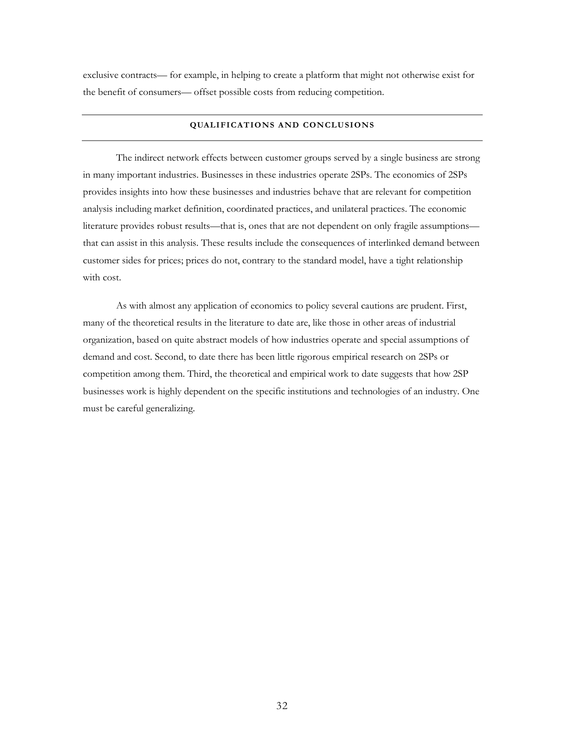exclusive contracts— for example, in helping to create a platform that might not otherwise exist for the benefit of consumers— offset possible costs from reducing competition.

## QUALIFICATIONS AND CONCLUSIONS

The indirect network effects between customer groups served by a single business are strong in many important industries. Businesses in these industries operate 2SPs. The economics of 2SPs provides insights into how these businesses and industries behave that are relevant for competition analysis including market definition, coordinated practices, and unilateral practices. The economic literature provides robust results—that is, ones that are not dependent on only fragile assumptions—that can assist in this analysis. These results include the consequences of interlinked demand between customer sides for prices; prices do not, contrary to the standard model, have a tight relationship with cost.

As with almost any application of economics to policy several cautions are prudent. First, many of the theoretical results in the literature to date are, like those in other areas of industrial organization, based on quite abstract models of how industries operate and special assumptions of demand and cost. Second, to date there has been little rigorous empirical research on 2SPs or competition among them. Third, the theoretical and empirical work to date suggests that how 2SP businesses work is highly dependent on the specific institutions and technologies of an industry. One must be careful generalizing.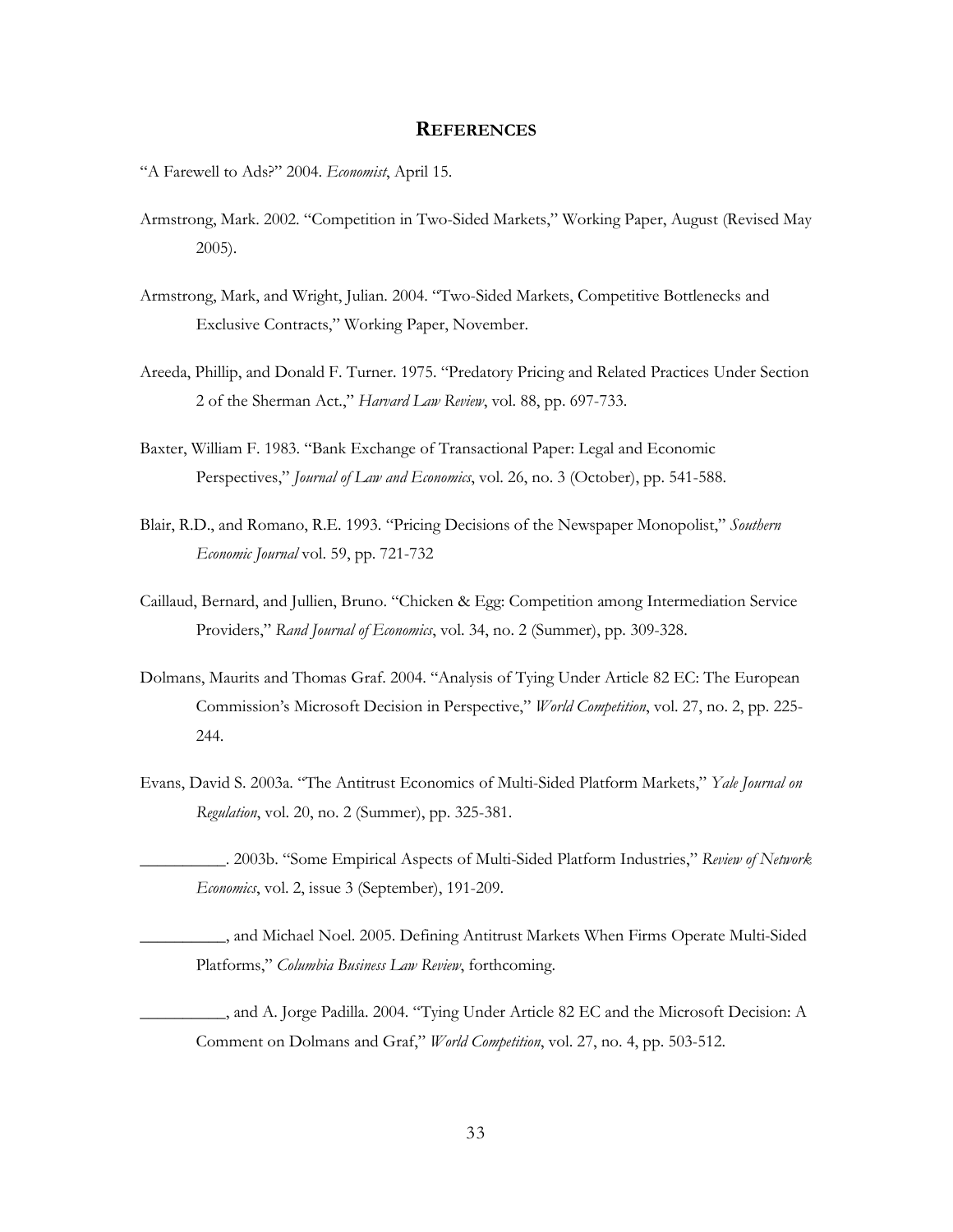## REFERENCES

"A Farewell to Ads?" 2004. *Economist*, April 15.

Armstrong, Mark. 2002. "Competition in Two-Sided Markets," Working Paper, August (Revised May 2005).

Armstrong, Mark, and Wright, Julian. 2004. "Two-Sided Markets, Competitive Bottlenecks and Exclusive Contracts," Working Paper, November.

Areeda, Phillip, and Donald F. Turner. 1975. "Predatory Pricing and Related Practices Under Section 2 of the Sherman Act.," *Harvard Law Review*, vol. 88, pp. 697-733.

Baxter, William F. 1983. "Bank Exchange of Transactional Paper: Legal and Economic Perspectives," *Journal of Law and Economics*, vol. 26, no. 3 (October), pp. 541-588.

Blair, R.D., and Romano, R.E. 1993. "Pricing Decisions of the Newspaper Monopolist," *Southern Economic Journal* vol. 59, pp. 721-732

Caillaud, Bernard, and Jullien, Bruno. "Chicken & Egg: Competition among Intermediation Service Providers," *Rand Journal of Economics*, vol. 34, no. 2 (Summer), pp. 309-328.

Dolmans, Maurits and Thomas Graf. 2004. "Analysis of Tying Under Article 82 EC: The European Commission's Microsoft Decision in Perspective," *World Competition*, vol. 27, no. 2, pp. 225-244.

Evans, David S. 2003a. "The Antitrust Economics of Multi-Sided Platform Markets," *Yale Journal on Regulation*, vol. 20, no. 2 (Summer), pp. 325-381.

__________. 2003b. "Some Empirical Aspects of Multi-Sided Platform Industries," *Review of Network Economics*, vol. 2, issue 3 (September), 191-209.

__________, and Michael Noel. 2005. Defining Antitrust Markets When Firms Operate Multi-Sided Platforms," *Columbia Business Law Review*, forthcoming.

__________, and A. Jorge Padilla. 2004. "Tying Under Article 82 EC and the Microsoft Decision: A Comment on Dolmans and Graf," *World Competition*, vol. 27, no. 4, pp. 503-512.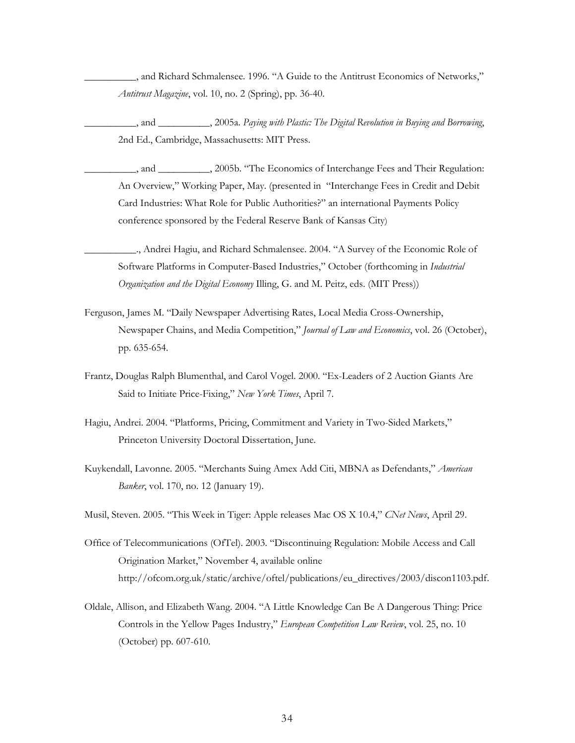__________, and Richard Schmalensee. 1996. "A Guide to the Antitrust Economics of Networks," *Antitrust Magazine*, vol. 10, no. 2 (Spring), pp. 36-40.

__________, and __________, 2005a. *Paying with Plastic: The Digital Revolution in Buying and Borrowing*, 2nd Ed., Cambridge, Massachusetts: MIT Press.

__________, and __________, 2005b. "The Economics of Interchange Fees and Their Regulation: An Overview," Working Paper, May. (presented in "Interchange Fees in Credit and Debit Card Industries: What Role for Public Authorities?" an international Payments Policy conference sponsored by the Federal Reserve Bank of Kansas City)

__________., Andrei Hagiu, and Richard Schmalensee. 2004. "A Survey of the Economic Role of Software Platforms in Computer-Based Industries," October (forthcoming in *Industrial Organization and the Digital Economy* Illing, G. and M. Peitz, eds. (MIT Press))

Ferguson, James M. "Daily Newspaper Advertising Rates, Local Media Cross-Ownership, Newspaper Chains, and Media Competition," *Journal of Law and Economics*, vol. 26 (October), pp. 635-654.

Frantz, Douglas Ralph Blumenthal, and Carol Vogel. 2000. "Ex-Leaders of 2 Auction Giants Are Said to Initiate Price-Fixing," *New York Times*, April 7.

Hagiu, Andrei. 2004. "Platforms, Pricing, Commitment and Variety in Two-Sided Markets," Princeton University Doctoral Dissertation, June.

Kuykendall, Lavonne. 2005. "Merchants Suing Amex Add Citi, MBNA as Defendants," *American Banker*, vol. 170, no. 12 (January 19).

Musil, Steven. 2005. "This Week in Tiger: Apple releases Mac OS X 10.4," *CNet News*, April 29.

Office of Telecommunications (OfTel). 2003. "Discontinuing Regulation: Mobile Access and Call Origination Market," November 4, available online http://ofcom.org.uk/static/archive/oftel/publications/eu_directives/2003/discon1103.pdf.

Oldale, Allison, and Elizabeth Wang. 2004. "A Little Knowledge Can Be A Dangerous Thing: Price Controls in the Yellow Pages Industry," *European Competition Law Review*, vol. 25, no. 10 (October) pp. 607-610.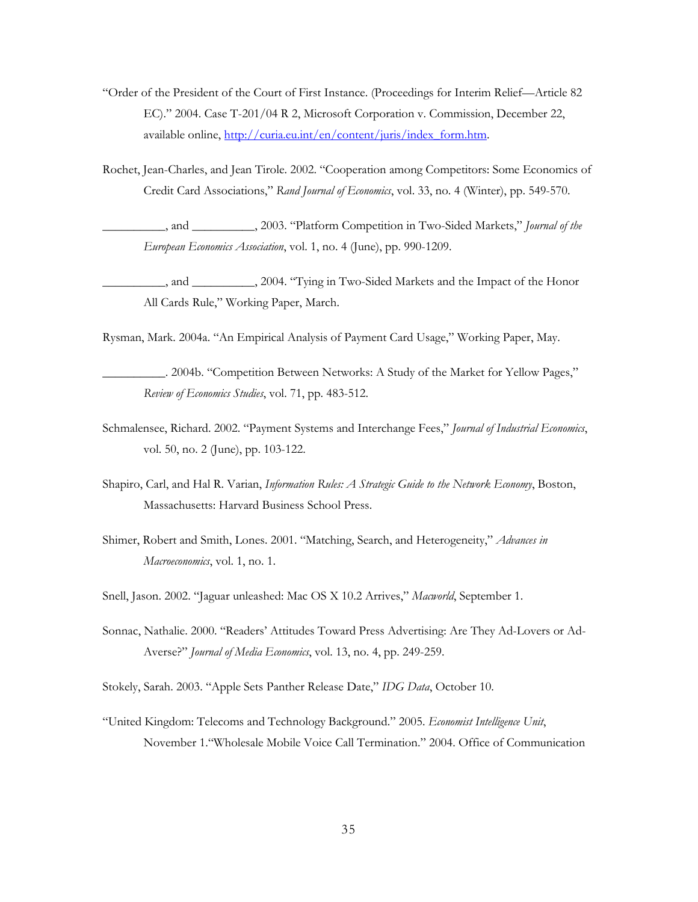"Order of the President of the Court of First Instance. (Proceedings for Interim Relief—Article 82 EC)." 2004. Case T-201/04 R 2, Microsoft Corporation v. Commission, December 22, available online, http://curia.eu.int/en/content/juris/index_form.htm.

Rochet, Jean-Charles, and Jean Tirole. 2002. "Cooperation among Competitors: Some Economics of Credit Card Associations," *Rand Journal of Economics*, vol. 33, no. 4 (Winter), pp. 549-570.

__________, and __________, 2003. "Platform Competition in Two-Sided Markets," *Journal of the European Economics Association*, vol. 1, no. 4 (June), pp. 990-1209.

__________, and __________, 2004. "Tying in Two-Sided Markets and the Impact of the Honor All Cards Rule," Working Paper, March.

Rysman, Mark. 2004a. "An Empirical Analysis of Payment Card Usage," Working Paper, May.

__________. 2004b. "Competition Between Networks: A Study of the Market for Yellow Pages," *Review of Economics Studies*, vol. 71, pp. 483-512.

Schmalensee, Richard. 2002. "Payment Systems and Interchange Fees," *Journal of Industrial Economics*, vol. 50, no. 2 (June), pp. 103-122.

Shapiro, Carl, and Hal R. Varian, *Information Rules: A Strategic Guide to the Network Economy*, Boston, Massachusetts: Harvard Business School Press.

Shimer, Robert and Smith, Lones. 2001. "Matching, Search, and Heterogeneity," *Advances in Macroeconomics*, vol. 1, no. 1.

Snell, Jason. 2002. "Jaguar unleashed: Mac OS X 10.2 Arrives," *Macworld*, September 1.

Sonnac, Nathalie. 2000. "Readers' Attitudes Toward Press Advertising: Are They Ad-Lovers or Ad-Averse?" *Journal of Media Economics*, vol. 13, no. 4, pp. 249-259.

Stokely, Sarah. 2003. "Apple Sets Panther Release Date," *IDG Data*, October 10.

"United Kingdom: Telecoms and Technology Background." 2005. *Economist Intelligence Unit*, November 1."Wholesale Mobile Voice Call Termination." 2004. Office of Communication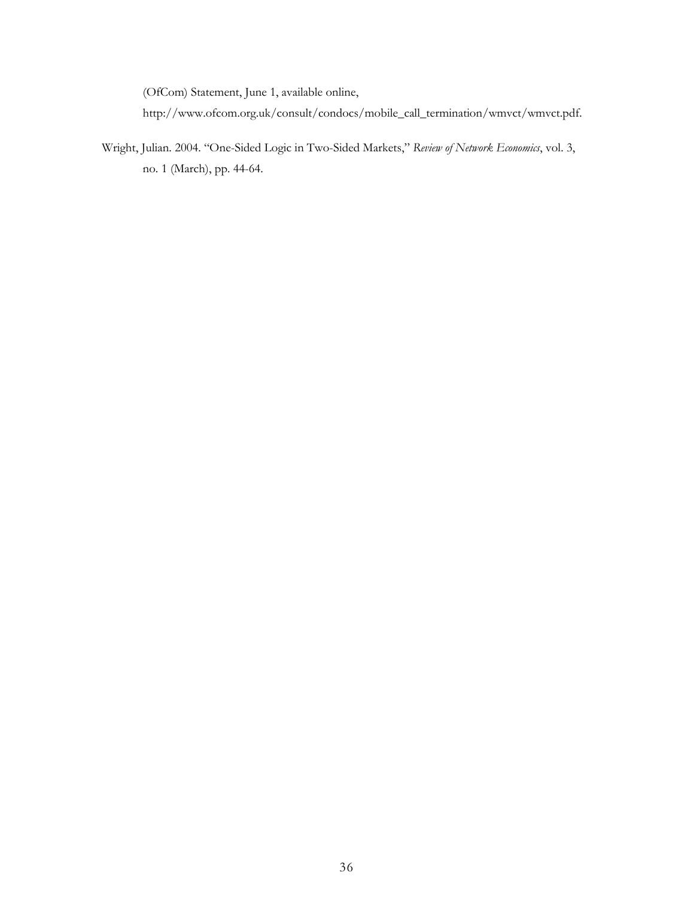(OfCom) Statement, June 1, available online, http://www.ofcom.org.uk/consult/condocs/mobile_call_termination/wmvct/wmvct.pdf.

Wright, Julian. 2004. "One-Sided Logic in Two-Sided Markets," *Review of Network Economics*, vol. 3, no. 1 (March), pp. 44-64.